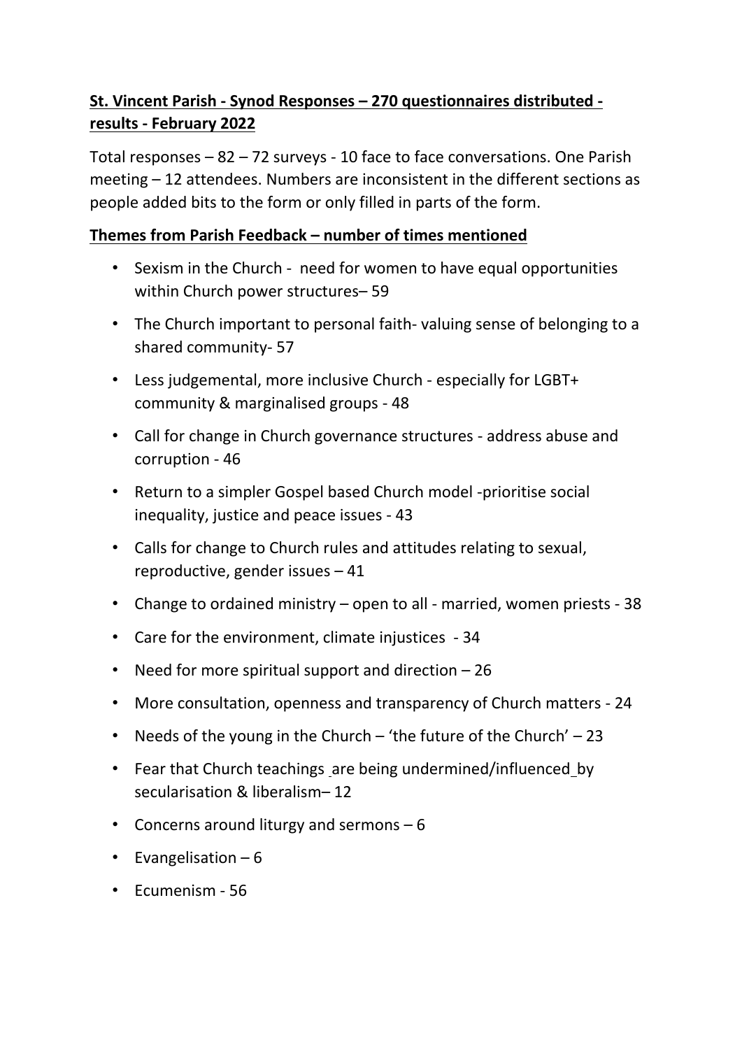**St. Vincent Parish - Synod Responses – 270 questionnaires distributed - results - February 2022**

Total responses – 82 – 72 surveys - 10 face to face conversations. One Parish meeting – 12 attendees. Numbers are inconsistent in the different sections as people added bits to the form or only filled in parts of the form.

**Themes from Parish Feedback – number of times mentioned**

- Sexism in the Church - need for women to have equal opportunities within Church power structures– 59
- The Church important to personal faith- valuing sense of belonging to a shared community- 57
- Less judgemental, more inclusive Church - especially for LGBT+ community & marginalised groups - 48
- Call for change in Church governance structures - address abuse and corruption - 46
- Return to a simpler Gospel based Church model -prioritise social inequality, justice and peace issues - 43
- Calls for change to Church rules and attitudes relating to sexual, reproductive, gender issues – 41
- Change to ordained ministry – open to all - married, women priests - 38
- Care for the environment, climate injustices - 34
- Need for more spiritual support and direction – 26
- More consultation, openness and transparency of Church matters - 24
- Needs of the young in the Church – 'the future of the Church' – 23
- Fear that Church teachings are being undermined/influenced by secularisation & liberalism– 12
- Concerns around liturgy and sermons – 6
- Evangelisation – 6
- Ecumenism - 56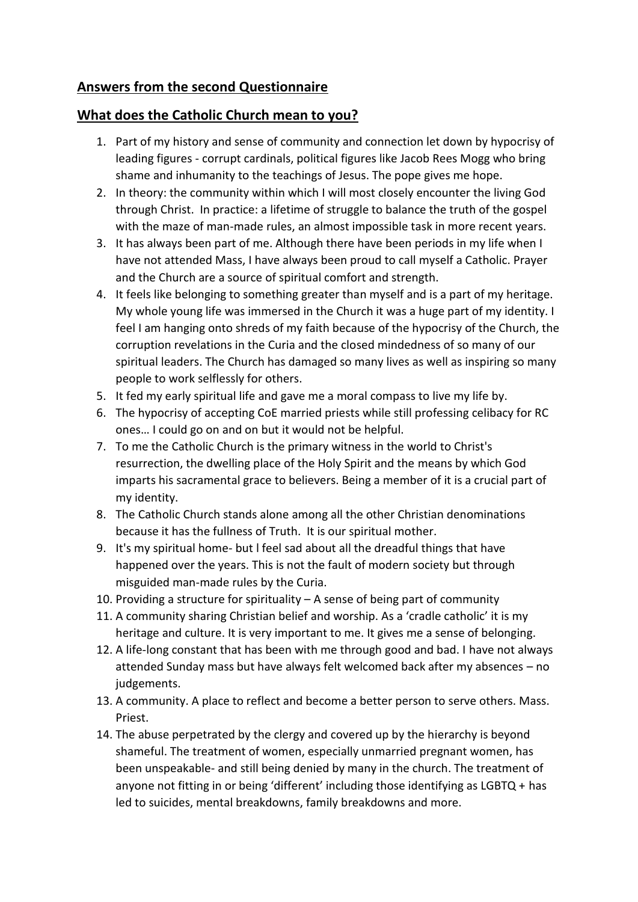## Answers from the second Questionnaire

## What does the Catholic Church mean to you?

1. Part of my history and sense of community and connection let down by hypocrisy of leading figures - corrupt cardinals, political figures like Jacob Rees Mogg who bring shame and inhumanity to the teachings of Jesus. The pope gives me hope.
2. In theory: the community within which I will most closely encounter the living God through Christ. In practice: a lifetime of struggle to balance the truth of the gospel with the maze of man-made rules, an almost impossible task in more recent years.
3. It has always been part of me. Although there have been periods in my life when I have not attended Mass, I have always been proud to call myself a Catholic. Prayer and the Church are a source of spiritual comfort and strength.
4. It feels like belonging to something greater than myself and is a part of my heritage. My whole young life was immersed in the Church it was a huge part of my identity. I feel I am hanging onto shreds of my faith because of the hypocrisy of the Church, the corruption revelations in the Curia and the closed mindedness of so many of our spiritual leaders. The Church has damaged so many lives as well as inspiring so many people to work selflessly for others.
5. It fed my early spiritual life and gave me a moral compass to live my life by.
6. The hypocrisy of accepting CoE married priests while still professing celibacy for RC ones… I could go on and on but it would not be helpful.
7. To me the Catholic Church is the primary witness in the world to Christ's resurrection, the dwelling place of the Holy Spirit and the means by which God imparts his sacramental grace to believers. Being a member of it is a crucial part of my identity.
8. The Catholic Church stands alone among all the other Christian denominations because it has the fullness of Truth. It is our spiritual mother.
9. It's my spiritual home- but l feel sad about all the dreadful things that have happened over the years. This is not the fault of modern society but through misguided man-made rules by the Curia.
10. Providing a structure for spirituality – A sense of being part of community
11. A community sharing Christian belief and worship. As a 'cradle catholic' it is my heritage and culture. It is very important to me. It gives me a sense of belonging.
12. A life-long constant that has been with me through good and bad. I have not always attended Sunday mass but have always felt welcomed back after my absences – no judgements.
13. A community. A place to reflect and become a better person to serve others. Mass. Priest.
14. The abuse perpetrated by the clergy and covered up by the hierarchy is beyond shameful. The treatment of women, especially unmarried pregnant women, has been unspeakable- and still being denied by many in the church. The treatment of anyone not fitting in or being 'different' including those identifying as LGBTQ + has led to suicides, mental breakdowns, family breakdowns and more.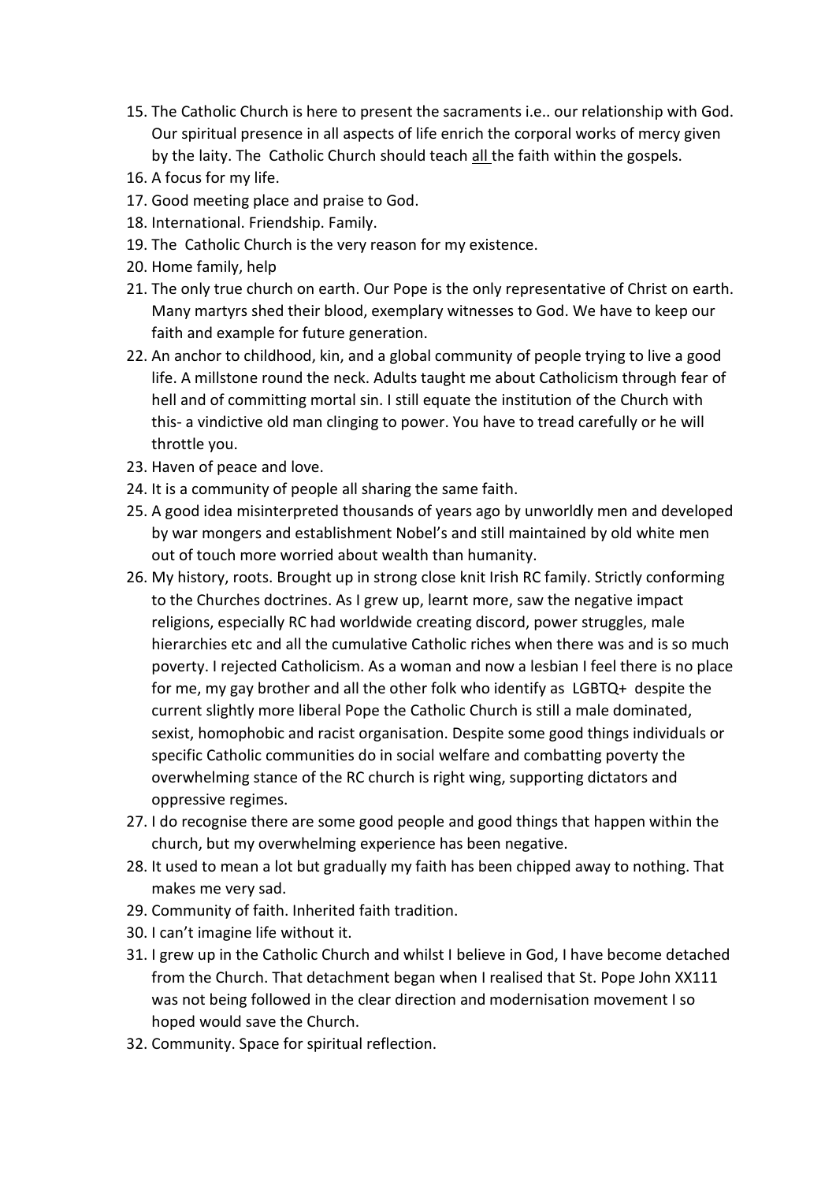15. The Catholic Church is here to present the sacraments i.e.. our relationship with God. Our spiritual presence in all aspects of life enrich the corporal works of mercy given by the laity. The Catholic Church should teach <u>all</u> the faith within the gospels.
16. A focus for my life.
17. Good meeting place and praise to God.
18. International. Friendship. Family.
19. The Catholic Church is the very reason for my existence.
20. Home family, help
21. The only true church on earth. Our Pope is the only representative of Christ on earth. Many martyrs shed their blood, exemplary witnesses to God. We have to keep our faith and example for future generation.
22. An anchor to childhood, kin, and a global community of people trying to live a good life. A millstone round the neck. Adults taught me about Catholicism through fear of hell and of committing mortal sin. I still equate the institution of the Church with this- a vindictive old man clinging to power. You have to tread carefully or he will throttle you.
23. Haven of peace and love.
24. It is a community of people all sharing the same faith.
25. A good idea misinterpreted thousands of years ago by unworldly men and developed by war mongers and establishment Nobel's and still maintained by old white men out of touch more worried about wealth than humanity.
26. My history, roots. Brought up in strong close knit Irish RC family. Strictly conforming to the Churches doctrines. As I grew up, learnt more, saw the negative impact religions, especially RC had worldwide creating discord, power struggles, male hierarchies etc and all the cumulative Catholic riches when there was and is so much poverty. I rejected Catholicism. As a woman and now a lesbian I feel there is no place for me, my gay brother and all the other folk who identify as LGBTQ+ despite the current slightly more liberal Pope the Catholic Church is still a male dominated, sexist, homophobic and racist organisation. Despite some good things individuals or specific Catholic communities do in social welfare and combatting poverty the overwhelming stance of the RC church is right wing, supporting dictators and oppressive regimes.
27. I do recognise there are some good people and good things that happen within the church, but my overwhelming experience has been negative.
28. It used to mean a lot but gradually my faith has been chipped away to nothing. That makes me very sad.
29. Community of faith. Inherited faith tradition.
30. I can't imagine life without it.
31. I grew up in the Catholic Church and whilst I believe in God, I have become detached from the Church. That detachment began when I realised that St. Pope John XX111 was not being followed in the clear direction and modernisation movement I so hoped would save the Church.
32. Community. Space for spiritual reflection.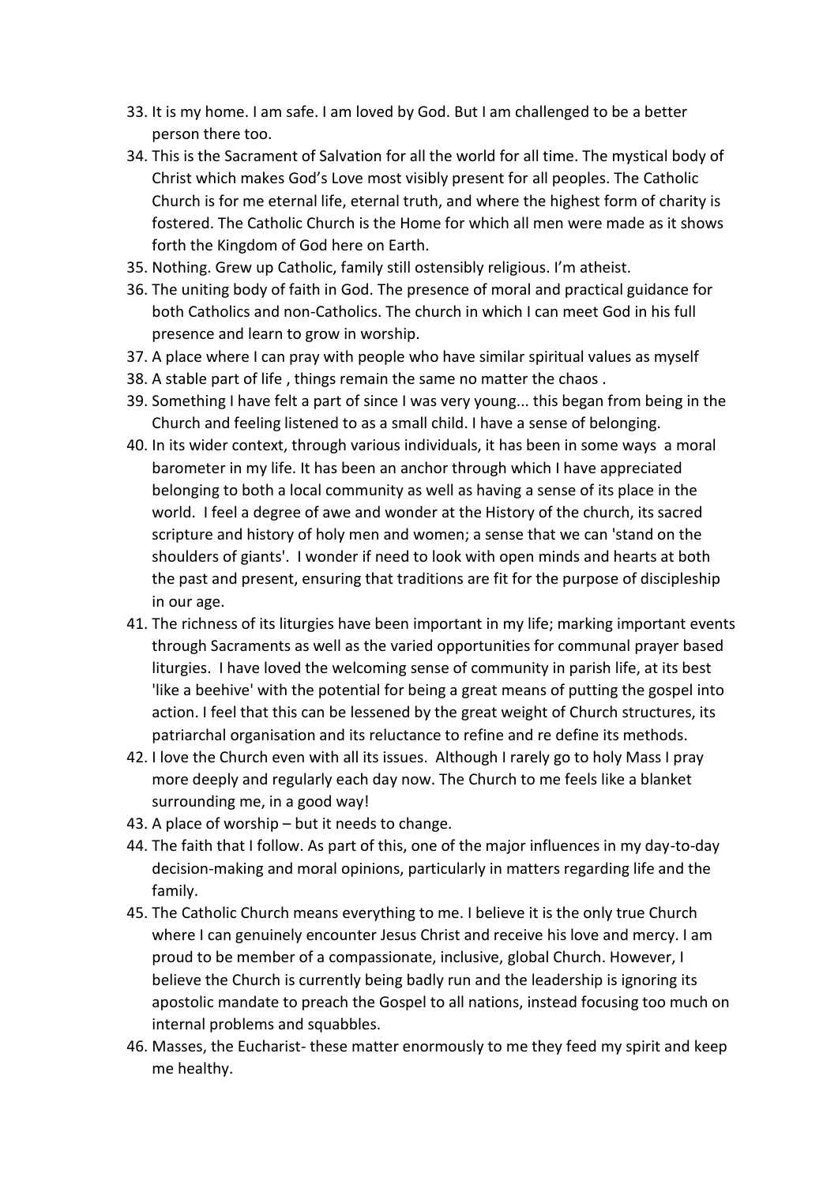33. It is my home. I am safe. I am loved by God. But I am challenged to be a better person there too.
34. This is the Sacrament of Salvation for all the world for all time. The mystical body of Christ which makes God's Love most visibly present for all peoples. The Catholic Church is for me eternal life, eternal truth, and where the highest form of charity is fostered. The Catholic Church is the Home for which all men were made as it shows forth the Kingdom of God here on Earth.
35. Nothing. Grew up Catholic, family still ostensibly religious. I'm atheist.
36. The uniting body of faith in God. The presence of moral and practical guidance for both Catholics and non-Catholics. The church in which I can meet God in his full presence and learn to grow in worship.
37. A place where I can pray with people who have similar spiritual values as myself
38. A stable part of life , things remain the same no matter the chaos .
39. Something I have felt a part of since I was very young... this began from being in the Church and feeling listened to as a small child. I have a sense of belonging.
40. In its wider context, through various individuals, it has been in some ways a moral barometer in my life. It has been an anchor through which I have appreciated belonging to both a local community as well as having a sense of its place in the world. I feel a degree of awe and wonder at the History of the church, its sacred scripture and history of holy men and women; a sense that we can 'stand on the shoulders of giants'. I wonder if need to look with open minds and hearts at both the past and present, ensuring that traditions are fit for the purpose of discipleship in our age.
41. The richness of its liturgies have been important in my life; marking important events through Sacraments as well as the varied opportunities for communal prayer based liturgies. I have loved the welcoming sense of community in parish life, at its best 'like a beehive' with the potential for being a great means of putting the gospel into action. I feel that this can be lessened by the great weight of Church structures, its patriarchal organisation and its reluctance to refine and re define its methods.
42. I love the Church even with all its issues. Although I rarely go to holy Mass I pray more deeply and regularly each day now. The Church to me feels like a blanket surrounding me, in a good way!
43. A place of worship – but it needs to change.
44. The faith that I follow. As part of this, one of the major influences in my day-to-day decision-making and moral opinions, particularly in matters regarding life and the family.
45. The Catholic Church means everything to me. I believe it is the only true Church where I can genuinely encounter Jesus Christ and receive his love and mercy. I am proud to be member of a compassionate, inclusive, global Church. However, I believe the Church is currently being badly run and the leadership is ignoring its apostolic mandate to preach the Gospel to all nations, instead focusing too much on internal problems and squabbles.
46. Masses, the Eucharist- these matter enormously to me they feed my spirit and keep me healthy.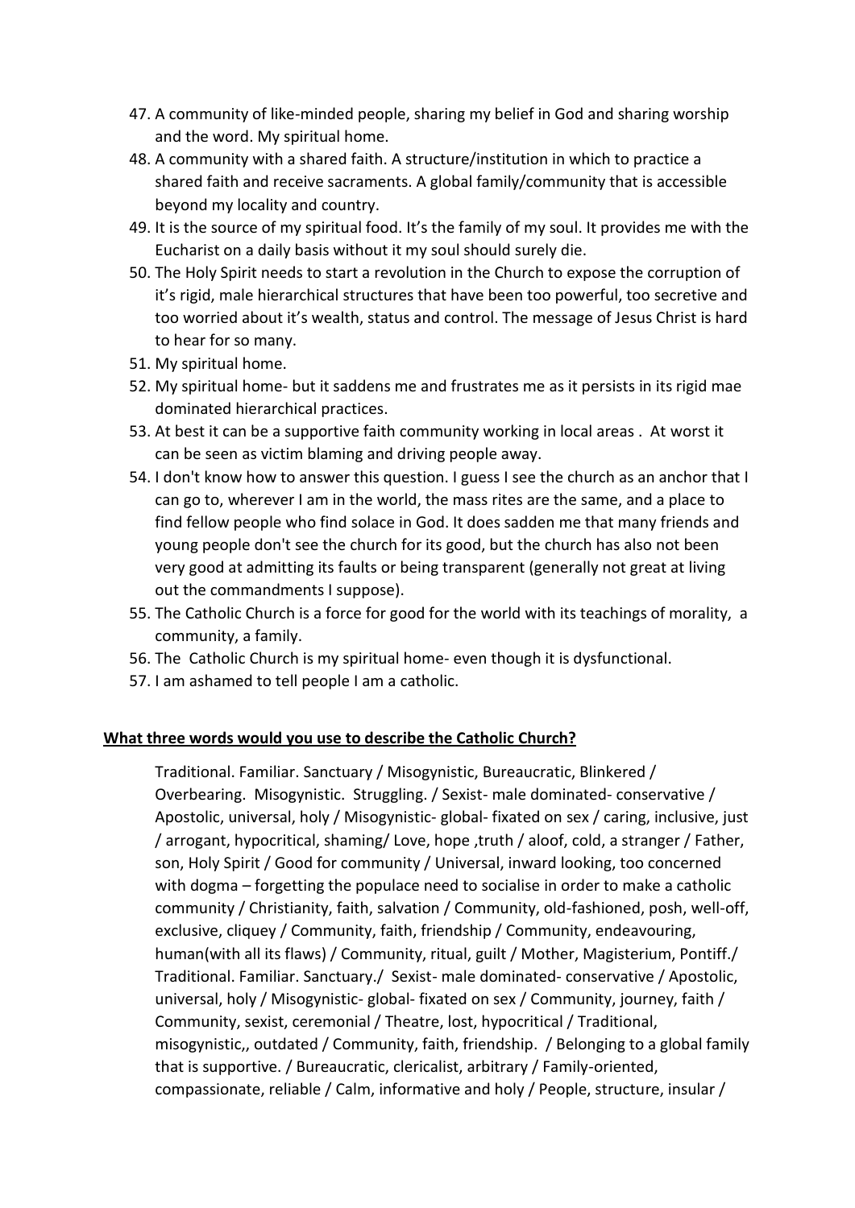47. A community of like-minded people, sharing my belief in God and sharing worship and the word. My spiritual home.
48. A community with a shared faith. A structure/institution in which to practice a shared faith and receive sacraments. A global family/community that is accessible beyond my locality and country.
49. It is the source of my spiritual food. It's the family of my soul. It provides me with the Eucharist on a daily basis without it my soul should surely die.
50. The Holy Spirit needs to start a revolution in the Church to expose the corruption of it's rigid, male hierarchical structures that have been too powerful, too secretive and too worried about it's wealth, status and control. The message of Jesus Christ is hard to hear for so many.
51. My spiritual home.
52. My spiritual home- but it saddens me and frustrates me as it persists in its rigid mae dominated hierarchical practices.
53. At best it can be a supportive faith community working in local areas . At worst it can be seen as victim blaming and driving people away.
54. I don't know how to answer this question. I guess I see the church as an anchor that I can go to, wherever I am in the world, the mass rites are the same, and a place to find fellow people who find solace in God. It does sadden me that many friends and young people don't see the church for its good, but the church has also not been very good at admitting its faults or being transparent (generally not great at living out the commandments I suppose).
55. The Catholic Church is a force for good for the world with its teachings of morality, a community, a family.
56. The Catholic Church is my spiritual home- even though it is dysfunctional.
57. I am ashamed to tell people I am a catholic.

**What three words would you use to describe the Catholic Church?**

Traditional. Familiar. Sanctuary / Misogynistic, Bureaucratic, Blinkered / Overbearing. Misogynistic. Struggling. / Sexist- male dominated- conservative / Apostolic, universal, holy / Misogynistic- global- fixated on sex / caring, inclusive, just / arrogant, hypocritical, shaming/ Love, hope ,truth / aloof, cold, a stranger / Father, son, Holy Spirit / Good for community / Universal, inward looking, too concerned with dogma – forgetting the populace need to socialise in order to make a catholic community / Christianity, faith, salvation / Community, old-fashioned, posh, well-off, exclusive, cliquey / Community, faith, friendship / Community, endeavouring, human(with all its flaws) / Community, ritual, guilt / Mother, Magisterium, Pontiff./ Traditional. Familiar. Sanctuary./ Sexist- male dominated- conservative / Apostolic, universal, holy / Misogynistic- global- fixated on sex / Community, journey, faith / Community, sexist, ceremonial / Theatre, lost, hypocritical / Traditional, misogynistic,, outdated / Community, faith, friendship. / Belonging to a global family that is supportive. / Bureaucratic, clericalist, arbitrary / Family-oriented, compassionate, reliable / Calm, informative and holy / People, structure, insular /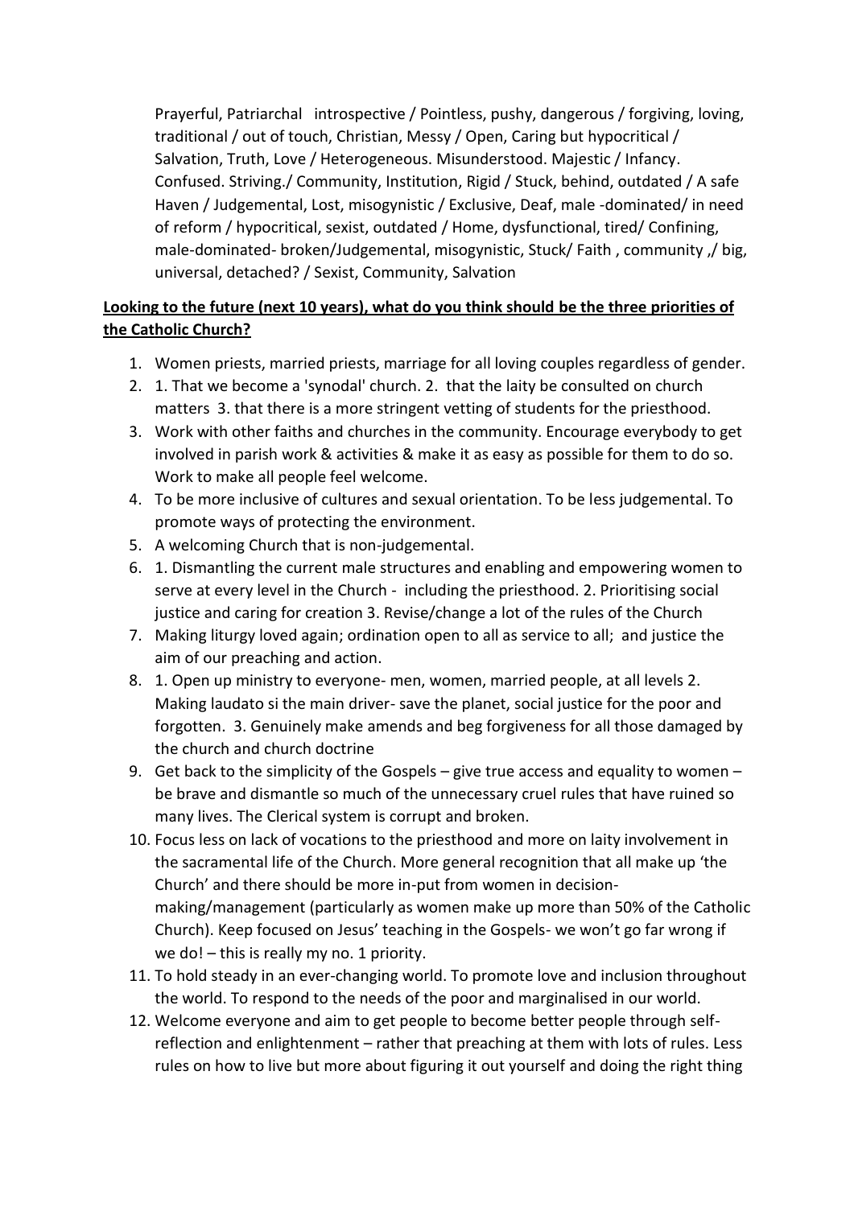Prayerful, Patriarchal   introspective / Pointless, pushy, dangerous / forgiving, loving, traditional / out of touch, Christian, Messy / Open, Caring but hypocritical / Salvation, Truth, Love / Heterogeneous. Misunderstood. Majestic / Infancy. Confused. Striving./ Community, Institution, Rigid / Stuck, behind, outdated / A safe Haven / Judgemental, Lost, misogynistic / Exclusive, Deaf, male -dominated/ in need of reform / hypocritical, sexist, outdated / Home, dysfunctional, tired/ Confining, male-dominated- broken/Judgemental, misogynistic, Stuck/ Faith , community ,/ big, universal, detached? / Sexist, Community, Salvation

**Looking to the future (next 10 years), what do you think should be the three priorities of the Catholic Church?**

1. Women priests, married priests, marriage for all loving couples regardless of gender.
2. 1. That we become a 'synodal' church. 2.  that the laity be consulted on church matters  3. that there is a more stringent vetting of students for the priesthood.
3. Work with other faiths and churches in the community. Encourage everybody to get involved in parish work & activities & make it as easy as possible for them to do so. Work to make all people feel welcome.
4. To be more inclusive of cultures and sexual orientation. To be less judgemental. To promote ways of protecting the environment.
5. A welcoming Church that is non-judgemental.
6. 1. Dismantling the current male structures and enabling and empowering women to serve at every level in the Church -  including the priesthood. 2. Prioritising social justice and caring for creation 3. Revise/change a lot of the rules of the Church
7. Making liturgy loved again; ordination open to all as service to all;  and justice the aim of our preaching and action.
8. 1. Open up ministry to everyone- men, women, married people, at all levels 2. Making laudato si the main driver- save the planet, social justice for the poor and forgotten.  3. Genuinely make amends and beg forgiveness for all those damaged by the church and church doctrine
9. Get back to the simplicity of the Gospels – give true access and equality to women – be brave and dismantle so much of the unnecessary cruel rules that have ruined so many lives. The Clerical system is corrupt and broken.
10. Focus less on lack of vocations to the priesthood and more on laity involvement in the sacramental life of the Church. More general recognition that all make up 'the Church' and there should be more in-put from women in decision-making/management (particularly as women make up more than 50% of the Catholic Church). Keep focused on Jesus' teaching in the Gospels- we won't go far wrong if we do! – this is really my no. 1 priority.
11. To hold steady in an ever-changing world. To promote love and inclusion throughout the world. To respond to the needs of the poor and marginalised in our world.
12. Welcome everyone and aim to get people to become better people through self-reflection and enlightenment – rather that preaching at them with lots of rules. Less rules on how to live but more about figuring it out yourself and doing the right thing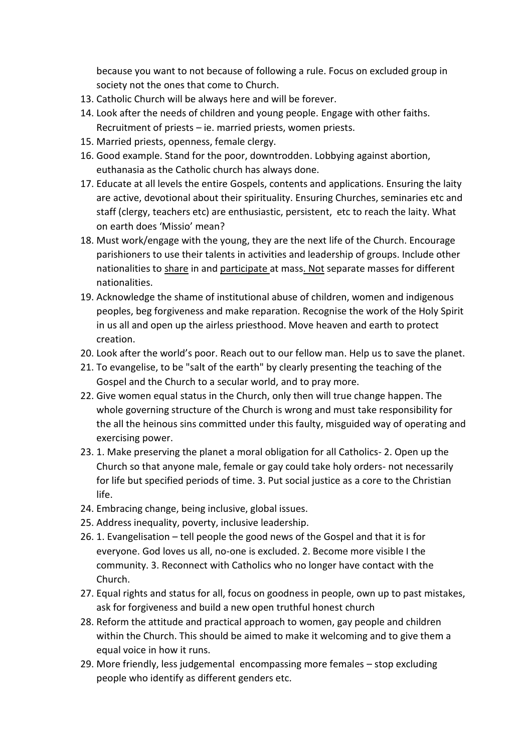because you want to not because of following a rule. Focus on excluded group in society not the ones that come to Church.

13. Catholic Church will be always here and will be forever.
14. Look after the needs of children and young people. Engage with other faiths. Recruitment of priests – ie. married priests, women priests.
15. Married priests, openness, female clergy.
16. Good example. Stand for the poor, downtrodden. Lobbying against abortion, euthanasia as the Catholic church has always done.
17. Educate at all levels the entire Gospels, contents and applications. Ensuring the laity are active, devotional about their spirituality. Ensuring Churches, seminaries etc and staff (clergy, teachers etc) are enthusiastic, persistent, etc to reach the laity. What on earth does 'Missio' mean?
18. Must work/engage with the young, they are the next life of the Church. Encourage parishioners to use their talents in activities and leadership of groups. Include other nationalities to <u>share</u> in and <u>participate</u> at mass<u>. Not</u> separate masses for different nationalities.
19. Acknowledge the shame of institutional abuse of children, women and indigenous peoples, beg forgiveness and make reparation. Recognise the work of the Holy Spirit in us all and open up the airless priesthood. Move heaven and earth to protect creation.
20. Look after the world's poor. Reach out to our fellow man. Help us to save the planet.
21. To evangelise, to be "salt of the earth" by clearly presenting the teaching of the Gospel and the Church to a secular world, and to pray more.
22. Give women equal status in the Church, only then will true change happen. The whole governing structure of the Church is wrong and must take responsibility for the all the heinous sins committed under this faulty, misguided way of operating and exercising power.
23. 1. Make preserving the planet a moral obligation for all Catholics- 2. Open up the Church so that anyone male, female or gay could take holy orders- not necessarily for life but specified periods of time. 3. Put social justice as a core to the Christian life.
24. Embracing change, being inclusive, global issues.
25. Address inequality, poverty, inclusive leadership.
26. 1. Evangelisation – tell people the good news of the Gospel and that it is for everyone. God loves us all, no-one is excluded. 2. Become more visible I the community. 3. Reconnect with Catholics who no longer have contact with the Church.
27. Equal rights and status for all, focus on goodness in people, own up to past mistakes, ask for forgiveness and build a new open truthful honest church
28. Reform the attitude and practical approach to women, gay people and children within the Church. This should be aimed to make it welcoming and to give them a equal voice in how it runs.
29. More friendly, less judgemental encompassing more females – stop excluding people who identify as different genders etc.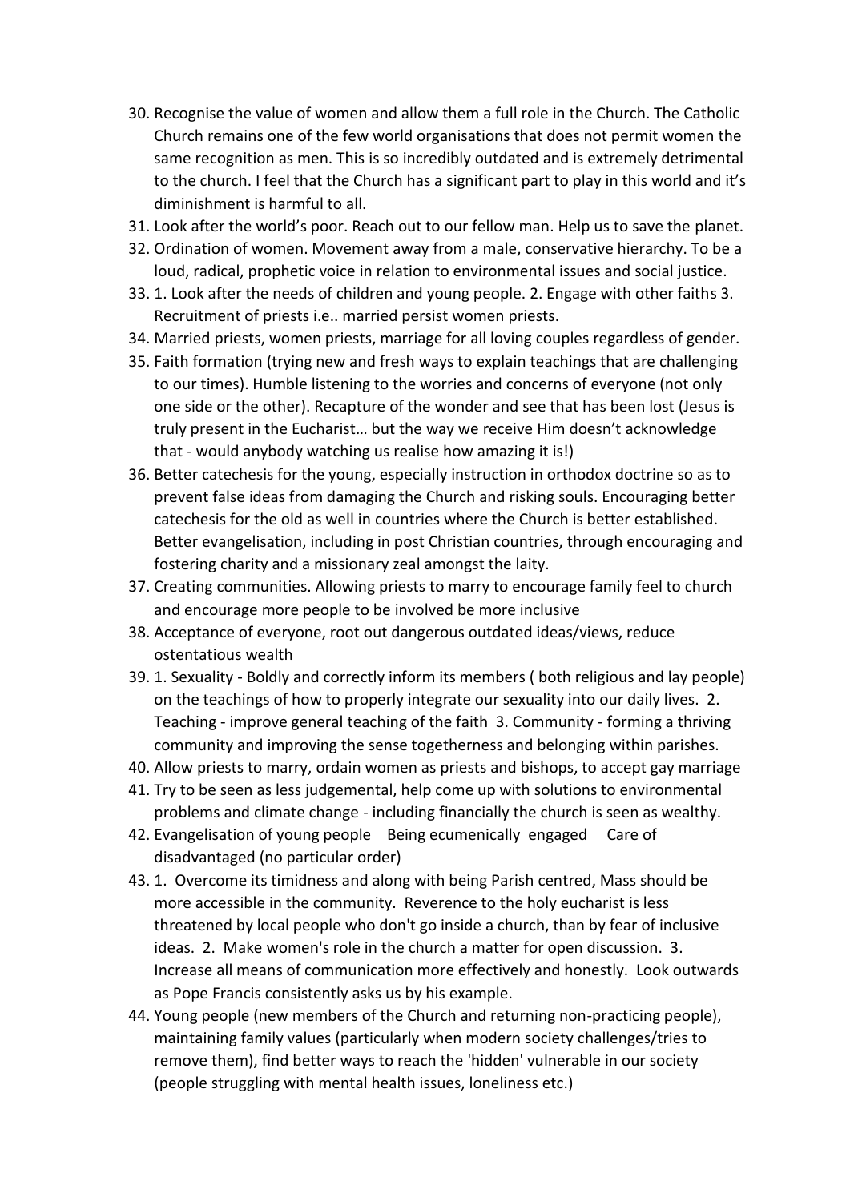30. Recognise the value of women and allow them a full role in the Church. The Catholic Church remains one of the few world organisations that does not permit women the same recognition as men. This is so incredibly outdated and is extremely detrimental to the church. I feel that the Church has a significant part to play in this world and it's diminishment is harmful to all.
31. Look after the world's poor. Reach out to our fellow man. Help us to save the planet.
32. Ordination of women. Movement away from a male, conservative hierarchy. To be a loud, radical, prophetic voice in relation to environmental issues and social justice.
33. 1. Look after the needs of children and young people. 2. Engage with other faiths 3. Recruitment of priests i.e.. married persist women priests.
34. Married priests, women priests, marriage for all loving couples regardless of gender.
35. Faith formation (trying new and fresh ways to explain teachings that are challenging to our times). Humble listening to the worries and concerns of everyone (not only one side or the other). Recapture of the wonder and see that has been lost (Jesus is truly present in the Eucharist… but the way we receive Him doesn't acknowledge that - would anybody watching us realise how amazing it is!)
36. Better catechesis for the young, especially instruction in orthodox doctrine so as to prevent false ideas from damaging the Church and risking souls. Encouraging better catechesis for the old as well in countries where the Church is better established. Better evangelisation, including in post Christian countries, through encouraging and fostering charity and a missionary zeal amongst the laity.
37. Creating communities. Allowing priests to marry to encourage family feel to church and encourage more people to be involved be more inclusive
38. Acceptance of everyone, root out dangerous outdated ideas/views, reduce ostentatious wealth
39. 1. Sexuality - Boldly and correctly inform its members ( both religious and lay people) on the teachings of how to properly integrate our sexuality into our daily lives. 2. Teaching - improve general teaching of the faith 3. Community - forming a thriving community and improving the sense togetherness and belonging within parishes.
40. Allow priests to marry, ordain women as priests and bishops, to accept gay marriage
41. Try to be seen as less judgemental, help come up with solutions to environmental problems and climate change - including financially the church is seen as wealthy.
42. Evangelisation of young people Being ecumenically engaged Care of disadvantaged (no particular order)
43. 1. Overcome its timidness and along with being Parish centred, Mass should be more accessible in the community. Reverence to the holy eucharist is less threatened by local people who don't go inside a church, than by fear of inclusive ideas. 2. Make women's role in the church a matter for open discussion. 3. Increase all means of communication more effectively and honestly. Look outwards as Pope Francis consistently asks us by his example.
44. Young people (new members of the Church and returning non-practicing people), maintaining family values (particularly when modern society challenges/tries to remove them), find better ways to reach the 'hidden' vulnerable in our society (people struggling with mental health issues, loneliness etc.)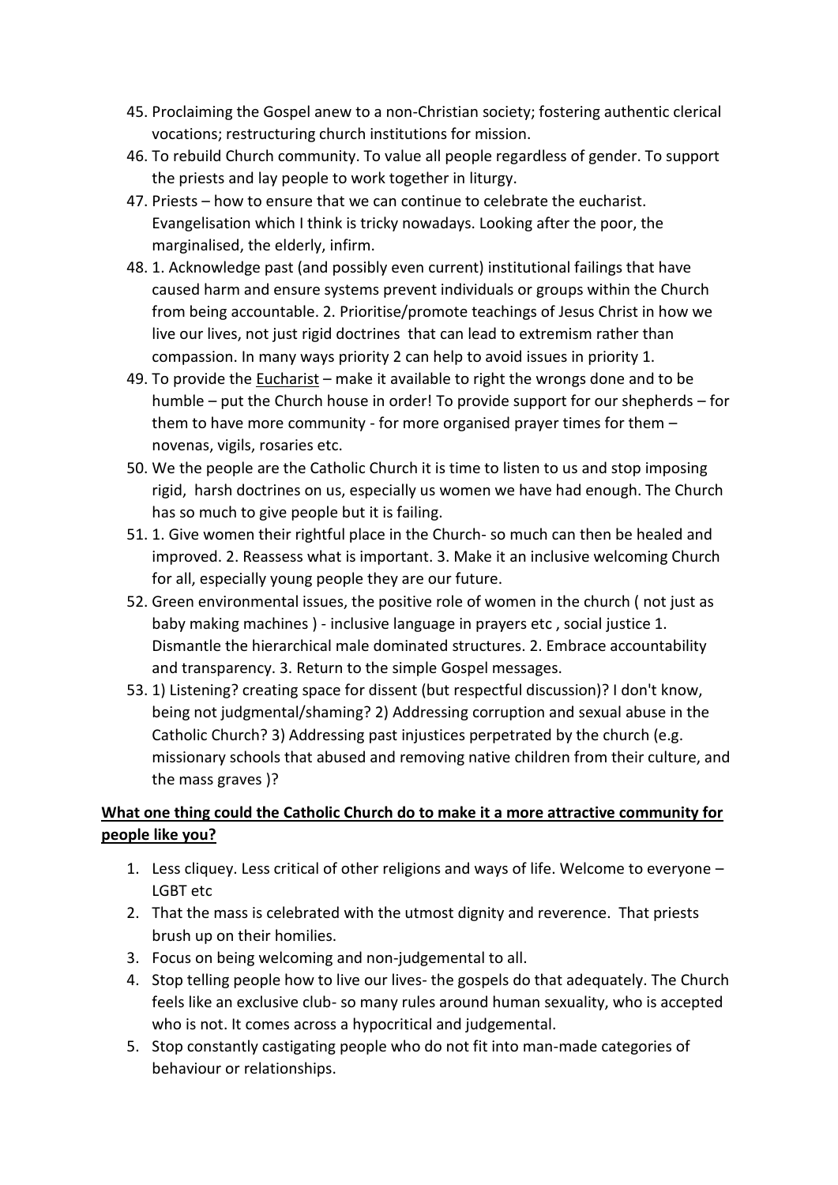45. Proclaiming the Gospel anew to a non-Christian society; fostering authentic clerical vocations; restructuring church institutions for mission.
46. To rebuild Church community. To value all people regardless of gender. To support the priests and lay people to work together in liturgy.
47. Priests – how to ensure that we can continue to celebrate the eucharist. Evangelisation which I think is tricky nowadays. Looking after the poor, the marginalised, the elderly, infirm.
48. 1. Acknowledge past (and possibly even current) institutional failings that have caused harm and ensure systems prevent individuals or groups within the Church from being accountable. 2. Prioritise/promote teachings of Jesus Christ in how we live our lives, not just rigid doctrines that can lead to extremism rather than compassion. In many ways priority 2 can help to avoid issues in priority 1.
49. To provide the <u>Eucharist</u> – make it available to right the wrongs done and to be humble – put the Church house in order! To provide support for our shepherds – for them to have more community - for more organised prayer times for them – novenas, vigils, rosaries etc.
50. We the people are the Catholic Church it is time to listen to us and stop imposing rigid, harsh doctrines on us, especially us women we have had enough. The Church has so much to give people but it is failing.
51. 1. Give women their rightful place in the Church- so much can then be healed and improved. 2. Reassess what is important. 3. Make it an inclusive welcoming Church for all, especially young people they are our future.
52. Green environmental issues, the positive role of women in the church ( not just as baby making machines ) - inclusive language in prayers etc , social justice 1. Dismantle the hierarchical male dominated structures. 2. Embrace accountability and transparency. 3. Return to the simple Gospel messages.
53. 1) Listening? creating space for dissent (but respectful discussion)? I don't know, being not judgmental/shaming? 2) Addressing corruption and sexual abuse in the Catholic Church? 3) Addressing past injustices perpetrated by the church (e.g. missionary schools that abused and removing native children from their culture, and the mass graves )?

**<u>What one thing could the Catholic Church do to make it a more attractive community for people like you?</u>**

1. Less cliquey. Less critical of other religions and ways of life. Welcome to everyone – LGBT etc
2. That the mass is celebrated with the utmost dignity and reverence. That priests brush up on their homilies.
3. Focus on being welcoming and non-judgemental to all.
4. Stop telling people how to live our lives- the gospels do that adequately. The Church feels like an exclusive club- so many rules around human sexuality, who is accepted who is not. It comes across a hypocritical and judgemental.
5. Stop constantly castigating people who do not fit into man-made categories of behaviour or relationships.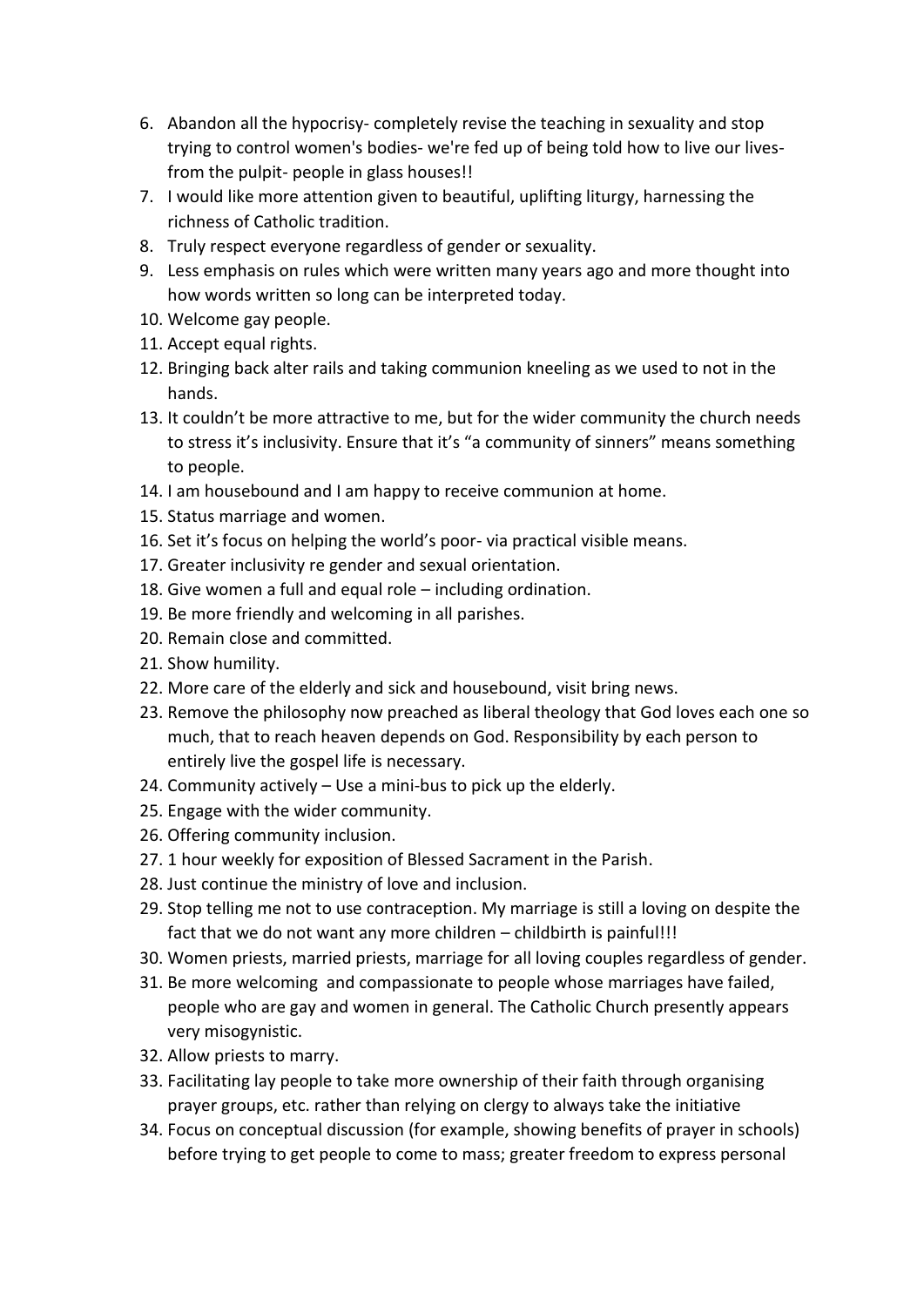6. Abandon all the hypocrisy- completely revise the teaching in sexuality and stop trying to control women's bodies- we're fed up of being told how to live our lives- from the pulpit- people in glass houses!!
7. I would like more attention given to beautiful, uplifting liturgy, harnessing the richness of Catholic tradition.
8. Truly respect everyone regardless of gender or sexuality.
9. Less emphasis on rules which were written many years ago and more thought into how words written so long can be interpreted today.
10. Welcome gay people.
11. Accept equal rights.
12. Bringing back alter rails and taking communion kneeling as we used to not in the hands.
13. It couldn't be more attractive to me, but for the wider community the church needs to stress it's inclusivity. Ensure that it's "a community of sinners" means something to people.
14. I am housebound and I am happy to receive communion at home.
15. Status marriage and women.
16. Set it's focus on helping the world's poor- via practical visible means.
17. Greater inclusivity re gender and sexual orientation.
18. Give women a full and equal role – including ordination.
19. Be more friendly and welcoming in all parishes.
20. Remain close and committed.
21. Show humility.
22. More care of the elderly and sick and housebound, visit bring news.
23. Remove the philosophy now preached as liberal theology that God loves each one so much, that to reach heaven depends on God. Responsibility by each person to entirely live the gospel life is necessary.
24. Community actively – Use a mini-bus to pick up the elderly.
25. Engage with the wider community.
26. Offering community inclusion.
27. 1 hour weekly for exposition of Blessed Sacrament in the Parish.
28. Just continue the ministry of love and inclusion.
29. Stop telling me not to use contraception. My marriage is still a loving on despite the fact that we do not want any more children – childbirth is painful!!!
30. Women priests, married priests, marriage for all loving couples regardless of gender.
31. Be more welcoming and compassionate to people whose marriages have failed, people who are gay and women in general. The Catholic Church presently appears very misogynistic.
32. Allow priests to marry.
33. Facilitating lay people to take more ownership of their faith through organising prayer groups, etc. rather than relying on clergy to always take the initiative
34. Focus on conceptual discussion (for example, showing benefits of prayer in schools) before trying to get people to come to mass; greater freedom to express personal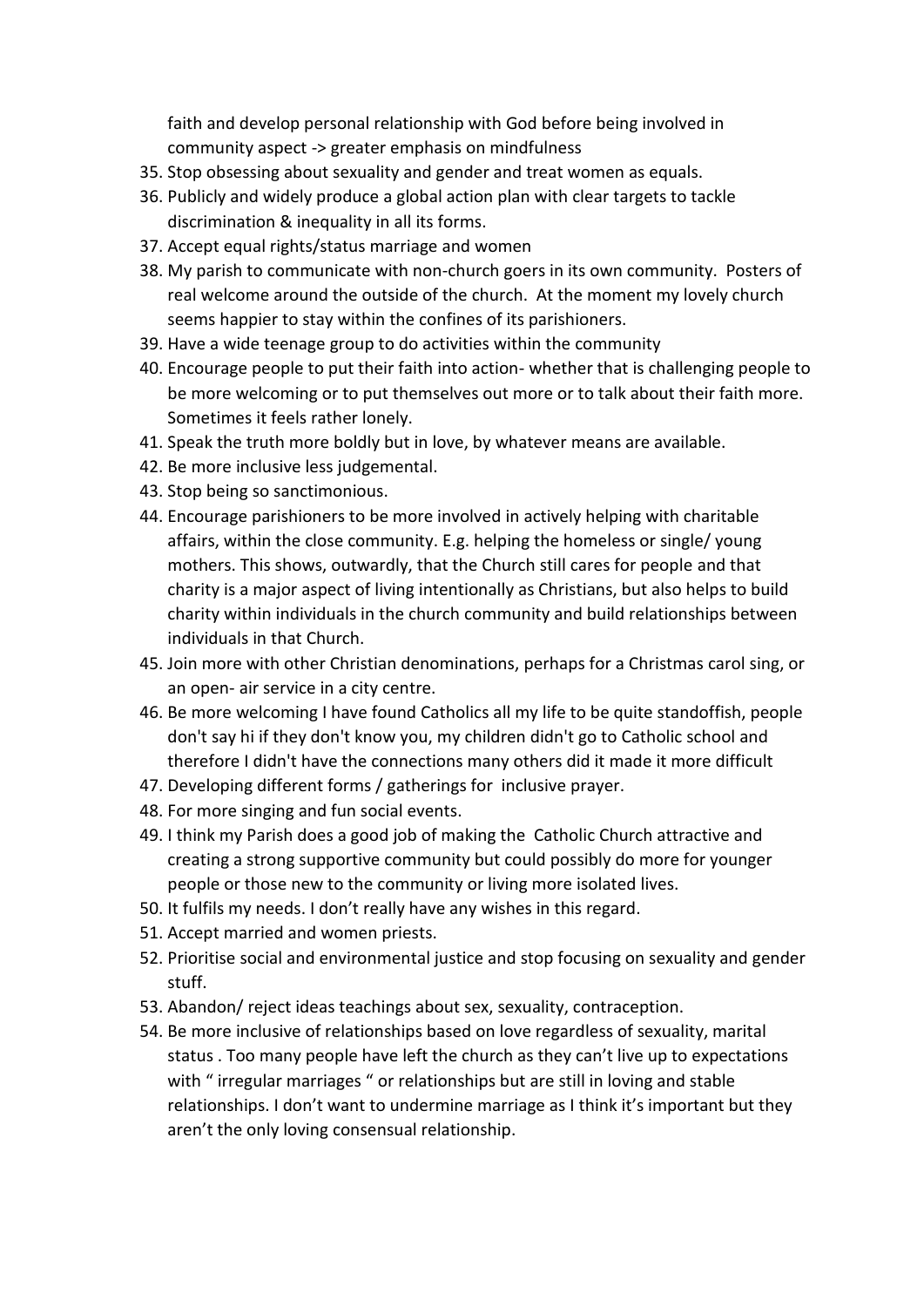faith and develop personal relationship with God before being involved in community aspect -> greater emphasis on mindfulness

35. Stop obsessing about sexuality and gender and treat women as equals.
36. Publicly and widely produce a global action plan with clear targets to tackle discrimination & inequality in all its forms.
37. Accept equal rights/status marriage and women
38. My parish to communicate with non-church goers in its own community. Posters of real welcome around the outside of the church. At the moment my lovely church seems happier to stay within the confines of its parishioners.
39. Have a wide teenage group to do activities within the community
40. Encourage people to put their faith into action- whether that is challenging people to be more welcoming or to put themselves out more or to talk about their faith more. Sometimes it feels rather lonely.
41. Speak the truth more boldly but in love, by whatever means are available.
42. Be more inclusive less judgemental.
43. Stop being so sanctimonious.
44. Encourage parishioners to be more involved in actively helping with charitable affairs, within the close community. E.g. helping the homeless or single/ young mothers. This shows, outwardly, that the Church still cares for people and that charity is a major aspect of living intentionally as Christians, but also helps to build charity within individuals in the church community and build relationships between individuals in that Church.
45. Join more with other Christian denominations, perhaps for a Christmas carol sing, or an open- air service in a city centre.
46. Be more welcoming I have found Catholics all my life to be quite standoffish, people don't say hi if they don't know you, my children didn't go to Catholic school and therefore I didn't have the connections many others did it made it more difficult
47. Developing different forms / gatherings for inclusive prayer.
48. For more singing and fun social events.
49. I think my Parish does a good job of making the Catholic Church attractive and creating a strong supportive community but could possibly do more for younger people or those new to the community or living more isolated lives.
50. It fulfils my needs. I don't really have any wishes in this regard.
51. Accept married and women priests.
52. Prioritise social and environmental justice and stop focusing on sexuality and gender stuff.
53. Abandon/ reject ideas teachings about sex, sexuality, contraception.
54. Be more inclusive of relationships based on love regardless of sexuality, marital status . Too many people have left the church as they can't live up to expectations with " irregular marriages " or relationships but are still in loving and stable relationships. I don't want to undermine marriage as I think it's important but they aren't the only loving consensual relationship.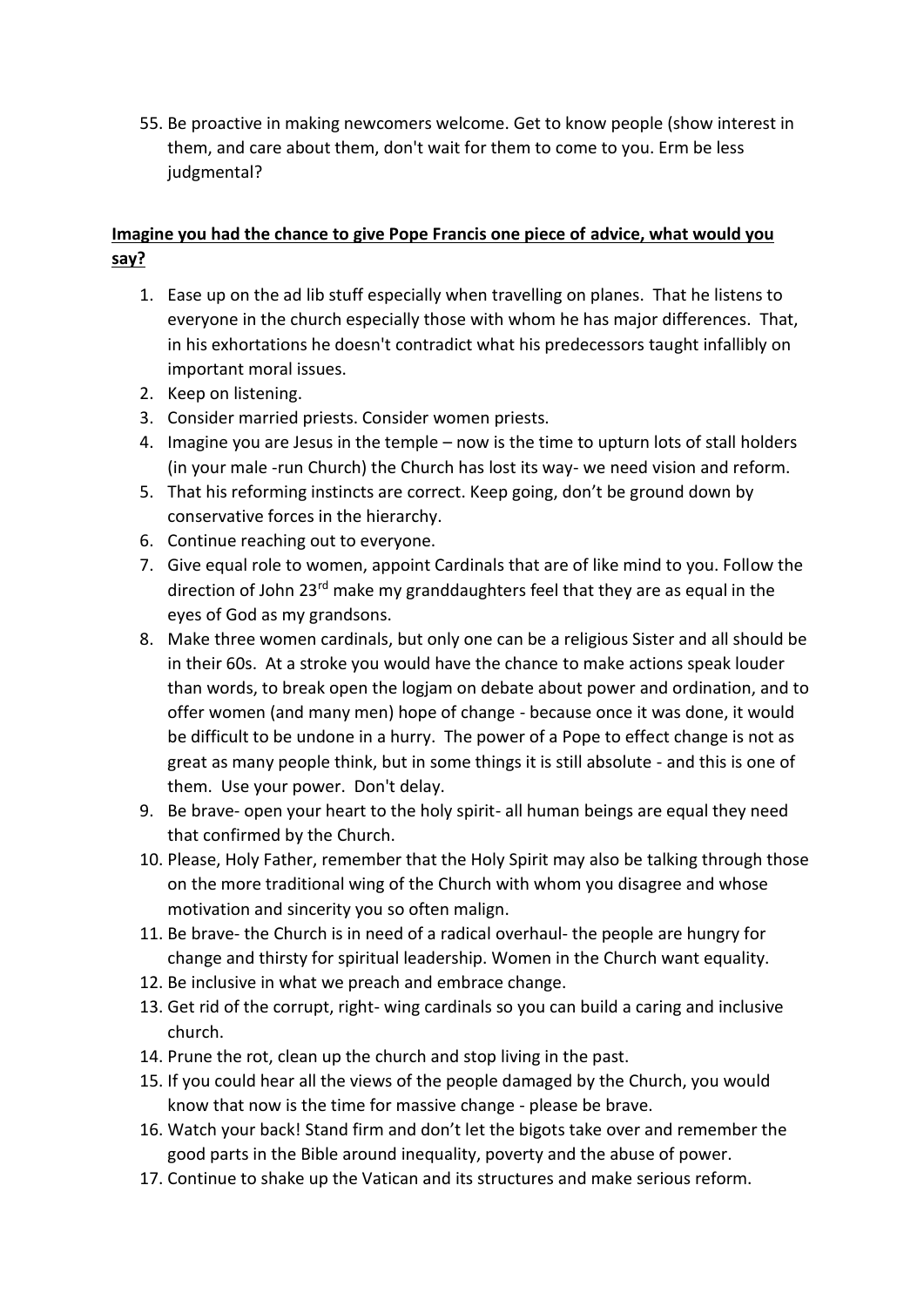55. Be proactive in making newcomers welcome. Get to know people (show interest in them, and care about them, don't wait for them to come to you. Erm be less judgmental?

**Imagine you had the chance to give Pope Francis one piece of advice, what would you say?**

1. Ease up on the ad lib stuff especially when travelling on planes. That he listens to everyone in the church especially those with whom he has major differences. That, in his exhortations he doesn't contradict what his predecessors taught infallibly on important moral issues.
2. Keep on listening.
3. Consider married priests. Consider women priests.
4. Imagine you are Jesus in the temple – now is the time to upturn lots of stall holders (in your male -run Church) the Church has lost its way- we need vision and reform.
5. That his reforming instincts are correct. Keep going, don't be ground down by conservative forces in the hierarchy.
6. Continue reaching out to everyone.
7. Give equal role to women, appoint Cardinals that are of like mind to you. Follow the direction of John 23rd make my granddaughters feel that they are as equal in the eyes of God as my grandsons.
8. Make three women cardinals, but only one can be a religious Sister and all should be in their 60s. At a stroke you would have the chance to make actions speak louder than words, to break open the logjam on debate about power and ordination, and to offer women (and many men) hope of change - because once it was done, it would be difficult to be undone in a hurry. The power of a Pope to effect change is not as great as many people think, but in some things it is still absolute - and this is one of them. Use your power. Don't delay.
9. Be brave- open your heart to the holy spirit- all human beings are equal they need that confirmed by the Church.
10. Please, Holy Father, remember that the Holy Spirit may also be talking through those on the more traditional wing of the Church with whom you disagree and whose motivation and sincerity you so often malign.
11. Be brave- the Church is in need of a radical overhaul- the people are hungry for change and thirsty for spiritual leadership. Women in the Church want equality.
12. Be inclusive in what we preach and embrace change.
13. Get rid of the corrupt, right- wing cardinals so you can build a caring and inclusive church.
14. Prune the rot, clean up the church and stop living in the past.
15. If you could hear all the views of the people damaged by the Church, you would know that now is the time for massive change - please be brave.
16. Watch your back! Stand firm and don't let the bigots take over and remember the good parts in the Bible around inequality, poverty and the abuse of power.
17. Continue to shake up the Vatican and its structures and make serious reform.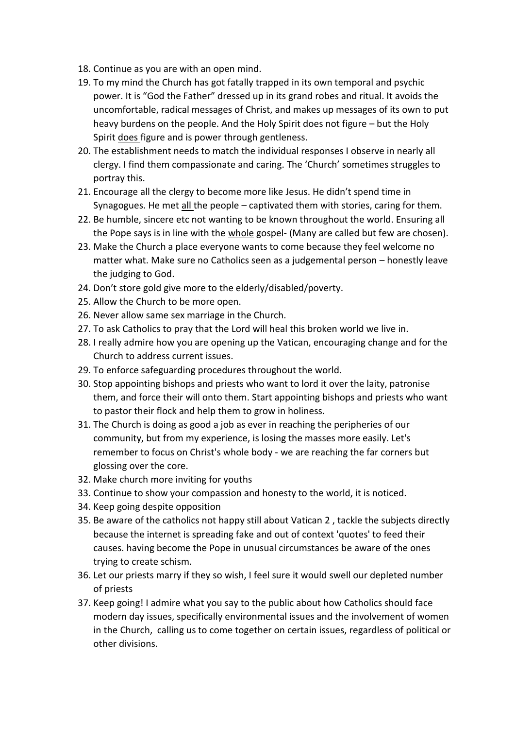18. Continue as you are with an open mind.
19. To my mind the Church has got fatally trapped in its own temporal and psychic power. It is "God the Father" dressed up in its grand robes and ritual. It avoids the uncomfortable, radical messages of Christ, and makes up messages of its own to put heavy burdens on the people. And the Holy Spirit does not figure – but the Holy Spirit <u>does</u> figure and is power through gentleness.
20. The establishment needs to match the individual responses I observe in nearly all clergy. I find them compassionate and caring. The 'Church' sometimes struggles to portray this.
21. Encourage all the clergy to become more like Jesus. He didn't spend time in Synagogues. He met <u>all</u> the people – captivated them with stories, caring for them.
22. Be humble, sincere etc not wanting to be known throughout the world. Ensuring all the Pope says is in line with the <u>whole</u> gospel- (Many are called but few are chosen).
23. Make the Church a place everyone wants to come because they feel welcome no matter what. Make sure no Catholics seen as a judgemental person – honestly leave the judging to God.
24. Don't store gold give more to the elderly/disabled/poverty.
25. Allow the Church to be more open.
26. Never allow same sex marriage in the Church.
27. To ask Catholics to pray that the Lord will heal this broken world we live in.
28. I really admire how you are opening up the Vatican, encouraging change and for the Church to address current issues.
29. To enforce safeguarding procedures throughout the world.
30. Stop appointing bishops and priests who want to lord it over the laity, patronise them, and force their will onto them. Start appointing bishops and priests who want to pastor their flock and help them to grow in holiness.
31. The Church is doing as good a job as ever in reaching the peripheries of our community, but from my experience, is losing the masses more easily. Let's remember to focus on Christ's whole body - we are reaching the far corners but glossing over the core.
32. Make church more inviting for youths
33. Continue to show your compassion and honesty to the world, it is noticed.
34. Keep going despite opposition
35. Be aware of the catholics not happy still about Vatican 2 , tackle the subjects directly because the internet is spreading fake and out of context 'quotes' to feed their causes. having become the Pope in unusual circumstances be aware of the ones trying to create schism.
36. Let our priests marry if they so wish, I feel sure it would swell our depleted number of priests
37. Keep going! I admire what you say to the public about how Catholics should face modern day issues, specifically environmental issues and the involvement of women in the Church, calling us to come together on certain issues, regardless of political or other divisions.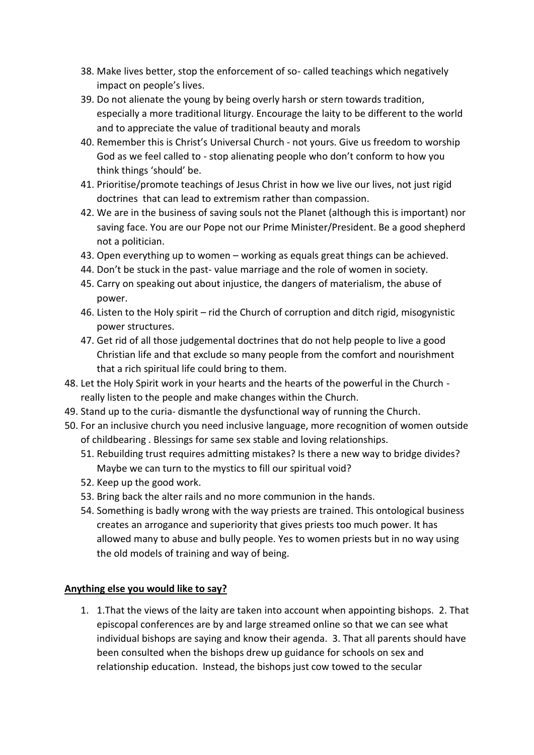38. Make lives better, stop the enforcement of so- called teachings which negatively impact on people's lives.
39. Do not alienate the young by being overly harsh or stern towards tradition, especially a more traditional liturgy. Encourage the laity to be different to the world and to appreciate the value of traditional beauty and morals
40. Remember this is Christ's Universal Church - not yours. Give us freedom to worship God as we feel called to - stop alienating people who don't conform to how you think things 'should' be.
41. Prioritise/promote teachings of Jesus Christ in how we live our lives, not just rigid doctrines that can lead to extremism rather than compassion.
42. We are in the business of saving souls not the Planet (although this is important) nor saving face. You are our Pope not our Prime Minister/President. Be a good shepherd not a politician.
43. Open everything up to women – working as equals great things can be achieved.
44. Don't be stuck in the past- value marriage and the role of women in society.
45. Carry on speaking out about injustice, the dangers of materialism, the abuse of power.
46. Listen to the Holy spirit – rid the Church of corruption and ditch rigid, misogynistic power structures.
47. Get rid of all those judgemental doctrines that do not help people to live a good Christian life and that exclude so many people from the comfort and nourishment that a rich spiritual life could bring to them.
48. Let the Holy Spirit work in your hearts and the hearts of the powerful in the Church - really listen to the people and make changes within the Church.
49. Stand up to the curia- dismantle the dysfunctional way of running the Church.
50. For an inclusive church you need inclusive language, more recognition of women outside of childbearing . Blessings for same sex stable and loving relationships.
51. Rebuilding trust requires admitting mistakes? Is there a new way to bridge divides? Maybe we can turn to the mystics to fill our spiritual void?
52. Keep up the good work.
53. Bring back the alter rails and no more communion in the hands.
54. Something is badly wrong with the way priests are trained. This ontological business creates an arrogance and superiority that gives priests too much power. It has allowed many to abuse and bully people. Yes to women priests but in no way using the old models of training and way of being.

**Anything else you would like to say?**

1. 1.That the views of the laity are taken into account when appointing bishops. 2. That episcopal conferences are by and large streamed online so that we can see what individual bishops are saying and know their agenda. 3. That all parents should have been consulted when the bishops drew up guidance for schools on sex and relationship education. Instead, the bishops just cow towed to the secular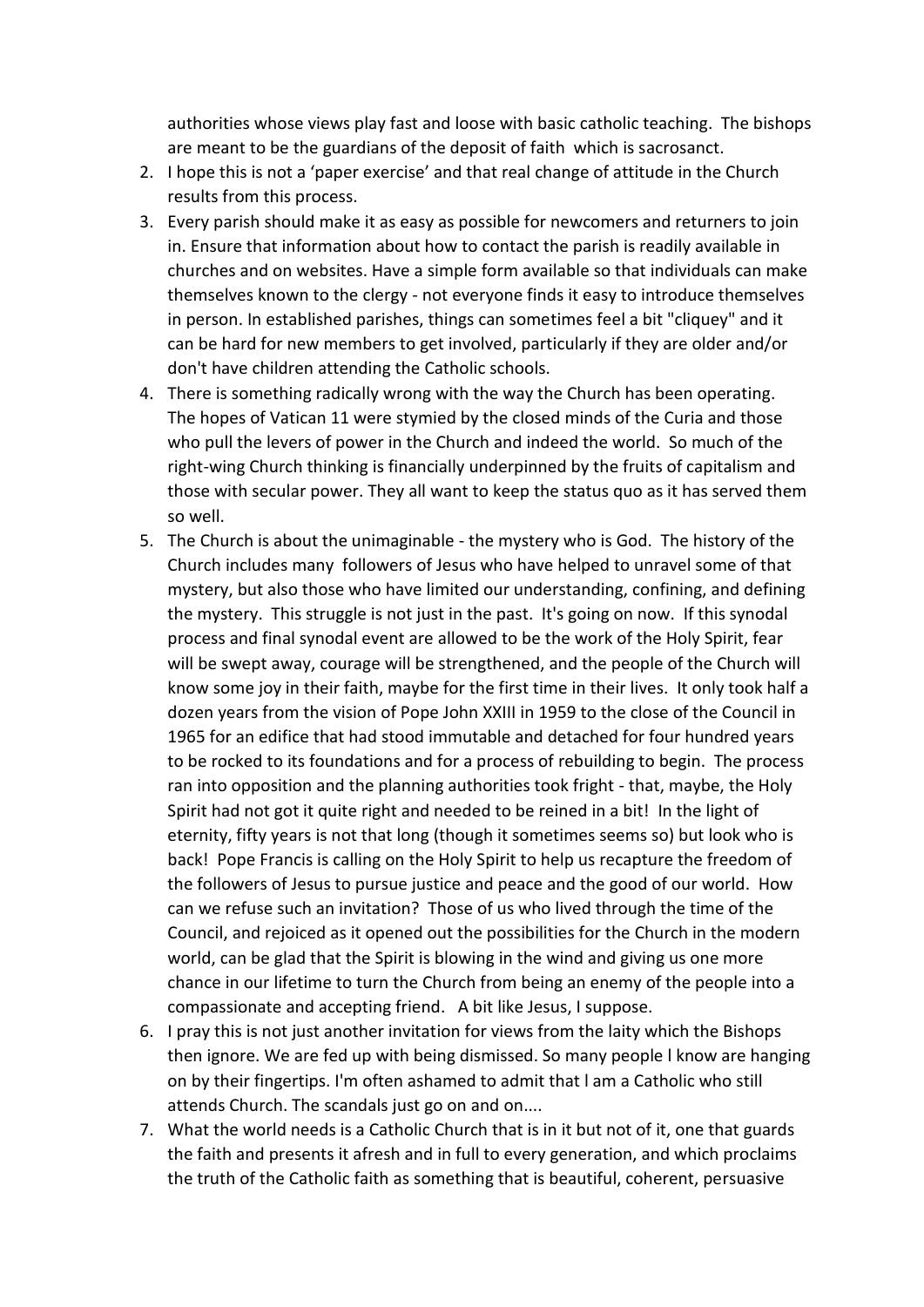authorities whose views play fast and loose with basic catholic teaching. The bishops are meant to be the guardians of the deposit of faith which is sacrosanct.

2. I hope this is not a 'paper exercise' and that real change of attitude in the Church results from this process.
3. Every parish should make it as easy as possible for newcomers and returners to join in. Ensure that information about how to contact the parish is readily available in churches and on websites. Have a simple form available so that individuals can make themselves known to the clergy - not everyone finds it easy to introduce themselves in person. In established parishes, things can sometimes feel a bit "cliquey" and it can be hard for new members to get involved, particularly if they are older and/or don't have children attending the Catholic schools.
4. There is something radically wrong with the way the Church has been operating. The hopes of Vatican 11 were stymied by the closed minds of the Curia and those who pull the levers of power in the Church and indeed the world. So much of the right-wing Church thinking is financially underpinned by the fruits of capitalism and those with secular power. They all want to keep the status quo as it has served them so well.
5. The Church is about the unimaginable - the mystery who is God. The history of the Church includes many followers of Jesus who have helped to unravel some of that mystery, but also those who have limited our understanding, confining, and defining the mystery. This struggle is not just in the past. It's going on now. If this synodal process and final synodal event are allowed to be the work of the Holy Spirit, fear will be swept away, courage will be strengthened, and the people of the Church will know some joy in their faith, maybe for the first time in their lives. It only took half a dozen years from the vision of Pope John XXIII in 1959 to the close of the Council in 1965 for an edifice that had stood immutable and detached for four hundred years to be rocked to its foundations and for a process of rebuilding to begin. The process ran into opposition and the planning authorities took fright - that, maybe, the Holy Spirit had not got it quite right and needed to be reined in a bit! In the light of eternity, fifty years is not that long (though it sometimes seems so) but look who is back! Pope Francis is calling on the Holy Spirit to help us recapture the freedom of the followers of Jesus to pursue justice and peace and the good of our world. How can we refuse such an invitation? Those of us who lived through the time of the Council, and rejoiced as it opened out the possibilities for the Church in the modern world, can be glad that the Spirit is blowing in the wind and giving us one more chance in our lifetime to turn the Church from being an enemy of the people into a compassionate and accepting friend. A bit like Jesus, I suppose.
6. I pray this is not just another invitation for views from the laity which the Bishops then ignore. We are fed up with being dismissed. So many people l know are hanging on by their fingertips. I'm often ashamed to admit that l am a Catholic who still attends Church. The scandals just go on and on....
7. What the world needs is a Catholic Church that is in it but not of it, one that guards the faith and presents it afresh and in full to every generation, and which proclaims the truth of the Catholic faith as something that is beautiful, coherent, persuasive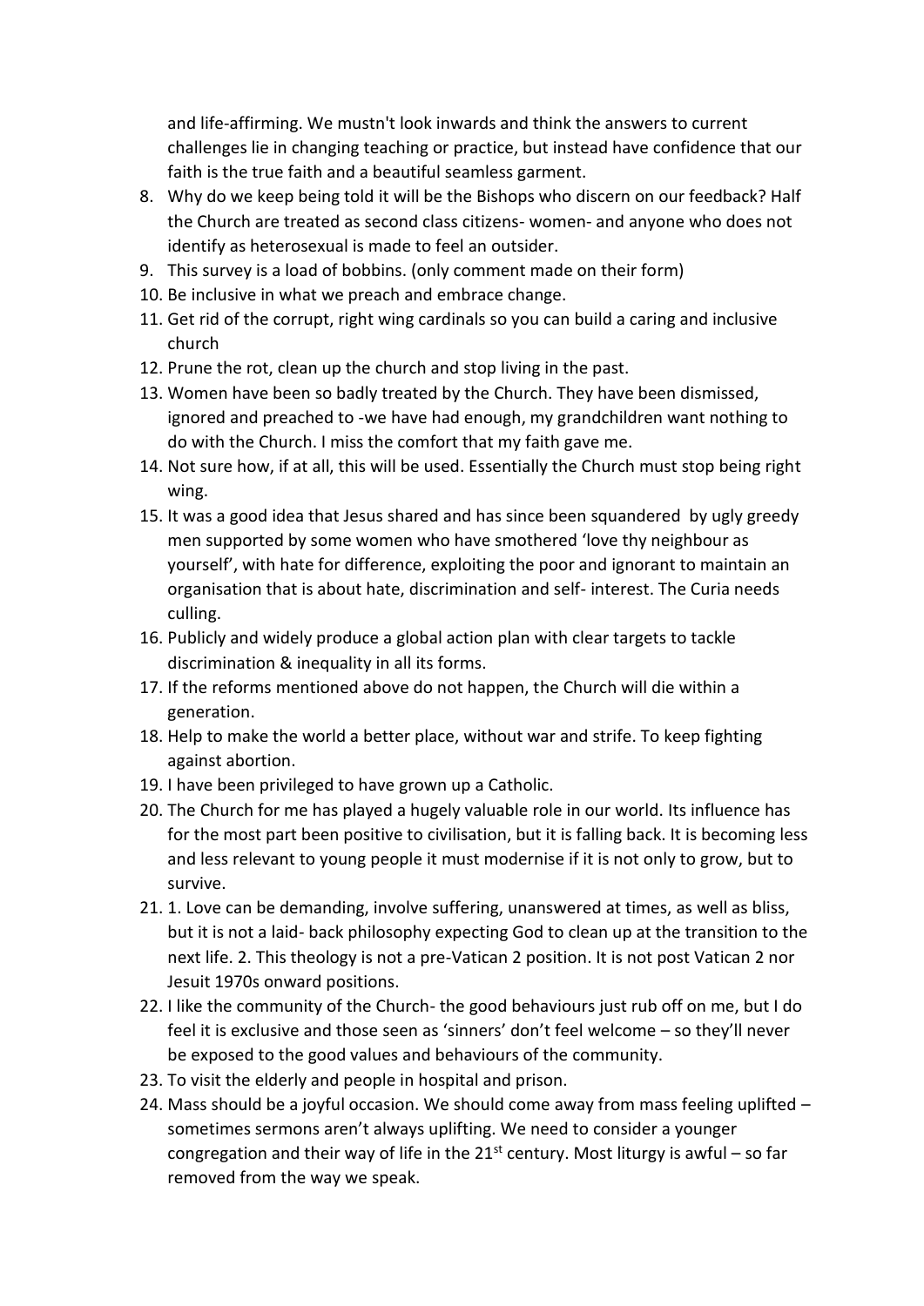and life-affirming. We mustn't look inwards and think the answers to current challenges lie in changing teaching or practice, but instead have confidence that our faith is the true faith and a beautiful seamless garment.

8. Why do we keep being told it will be the Bishops who discern on our feedback? Half the Church are treated as second class citizens- women- and anyone who does not identify as heterosexual is made to feel an outsider.
9. This survey is a load of bobbins. (only comment made on their form)
10. Be inclusive in what we preach and embrace change.
11. Get rid of the corrupt, right wing cardinals so you can build a caring and inclusive church
12. Prune the rot, clean up the church and stop living in the past.
13. Women have been so badly treated by the Church. They have been dismissed, ignored and preached to -we have had enough, my grandchildren want nothing to do with the Church. I miss the comfort that my faith gave me.
14. Not sure how, if at all, this will be used. Essentially the Church must stop being right wing.
15. It was a good idea that Jesus shared and has since been squandered by ugly greedy men supported by some women who have smothered 'love thy neighbour as yourself', with hate for difference, exploiting the poor and ignorant to maintain an organisation that is about hate, discrimination and self- interest. The Curia needs culling.
16. Publicly and widely produce a global action plan with clear targets to tackle discrimination & inequality in all its forms.
17. If the reforms mentioned above do not happen, the Church will die within a generation.
18. Help to make the world a better place, without war and strife. To keep fighting against abortion.
19. I have been privileged to have grown up a Catholic.
20. The Church for me has played a hugely valuable role in our world. Its influence has for the most part been positive to civilisation, but it is falling back. It is becoming less and less relevant to young people it must modernise if it is not only to grow, but to survive.
21. 1. Love can be demanding, involve suffering, unanswered at times, as well as bliss, but it is not a laid- back philosophy expecting God to clean up at the transition to the next life. 2. This theology is not a pre-Vatican 2 position. It is not post Vatican 2 nor Jesuit 1970s onward positions.
22. I like the community of the Church- the good behaviours just rub off on me, but I do feel it is exclusive and those seen as 'sinners' don't feel welcome – so they'll never be exposed to the good values and behaviours of the community.
23. To visit the elderly and people in hospital and prison.
24. Mass should be a joyful occasion. We should come away from mass feeling uplifted – sometimes sermons aren't always uplifting. We need to consider a younger congregation and their way of life in the 21st century. Most liturgy is awful – so far removed from the way we speak.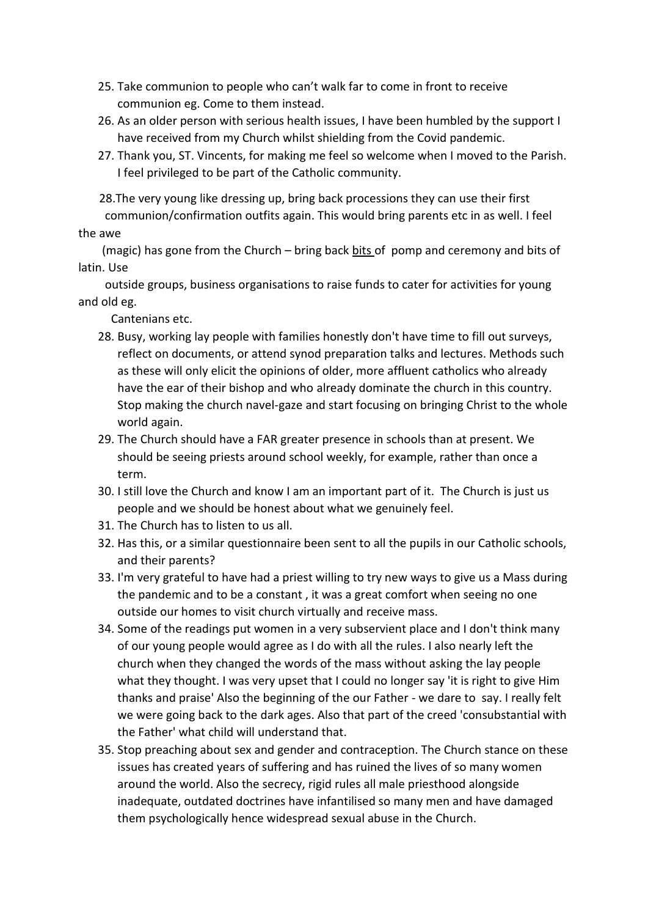25. Take communion to people who can't walk far to come in front to receive communion eg. Come to them instead.
26. As an older person with serious health issues, I have been humbled by the support I have received from my Church whilst shielding from the Covid pandemic.
27. Thank you, ST. Vincents, for making me feel so welcome when I moved to the Parish. I feel privileged to be part of the Catholic community.

28.The very young like dressing up, bring back processions they can use their first communion/confirmation outfits again. This would bring parents etc in as well. I feel the awe (magic) has gone from the Church – bring back <u>bits</u> of pomp and ceremony and bits of latin. Use outside groups, business organisations to raise funds to cater for activities for young and old eg. Cantenians etc.

28. Busy, working lay people with families honestly don't have time to fill out surveys, reflect on documents, or attend synod preparation talks and lectures. Methods such as these will only elicit the opinions of older, more affluent catholics who already have the ear of their bishop and who already dominate the church in this country. Stop making the church navel-gaze and start focusing on bringing Christ to the whole world again.
29. The Church should have a FAR greater presence in schools than at present. We should be seeing priests around school weekly, for example, rather than once a term.
30. I still love the Church and know I am an important part of it. The Church is just us people and we should be honest about what we genuinely feel.
31. The Church has to listen to us all.
32. Has this, or a similar questionnaire been sent to all the pupils in our Catholic schools, and their parents?
33. I'm very grateful to have had a priest willing to try new ways to give us a Mass during the pandemic and to be a constant , it was a great comfort when seeing no one outside our homes to visit church virtually and receive mass.
34. Some of the readings put women in a very subservient place and I don't think many of our young people would agree as I do with all the rules. I also nearly left the church when they changed the words of the mass without asking the lay people what they thought. I was very upset that I could no longer say 'it is right to give Him thanks and praise' Also the beginning of the our Father - we dare to say. I really felt we were going back to the dark ages. Also that part of the creed 'consubstantial with the Father' what child will understand that.
35. Stop preaching about sex and gender and contraception. The Church stance on these issues has created years of suffering and has ruined the lives of so many women around the world. Also the secrecy, rigid rules all male priesthood alongside inadequate, outdated doctrines have infantilised so many men and have damaged them psychologically hence widespread sexual abuse in the Church.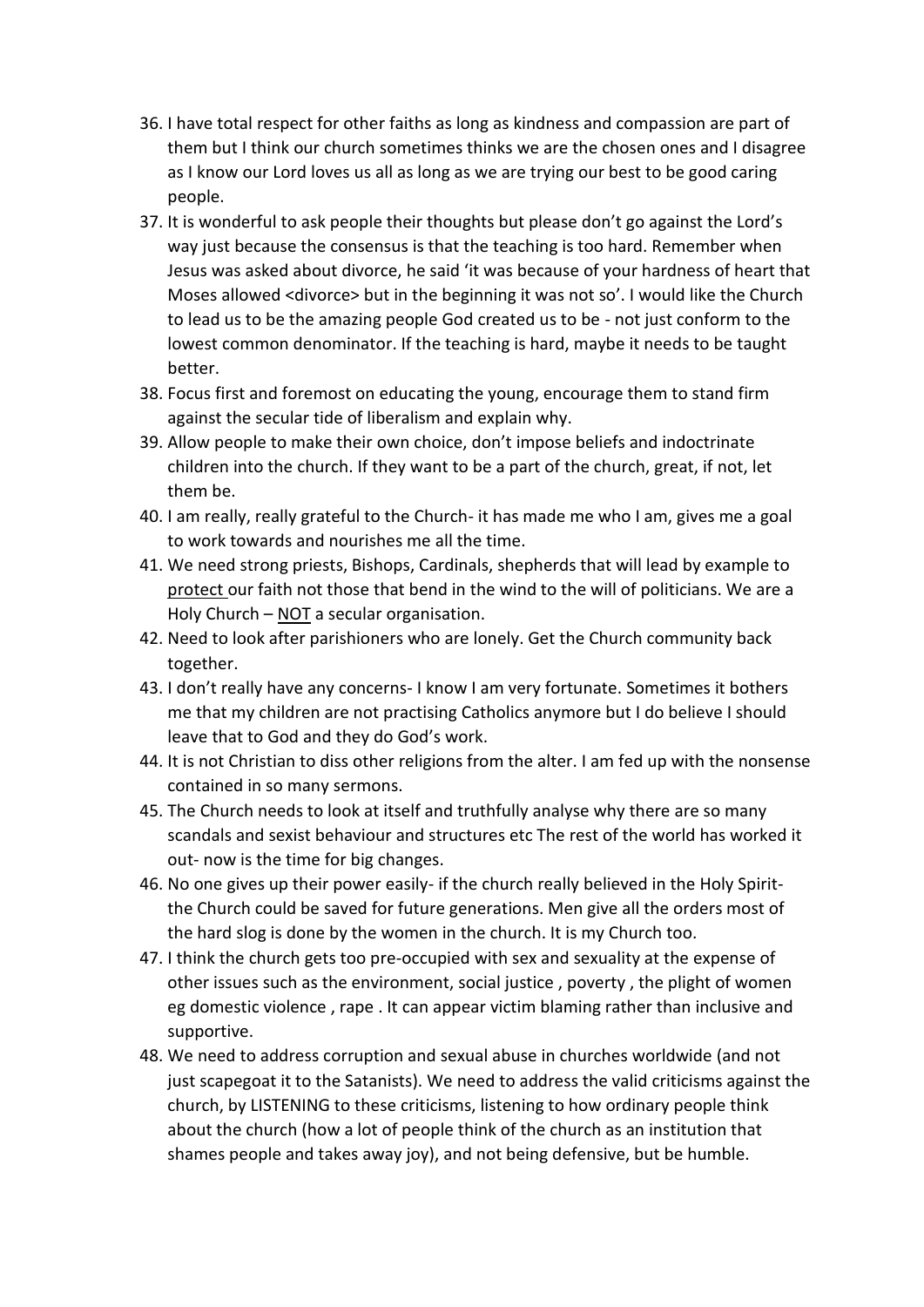36. I have total respect for other faiths as long as kindness and compassion are part of them but I think our church sometimes thinks we are the chosen ones and I disagree as I know our Lord loves us all as long as we are trying our best to be good caring people.
37. It is wonderful to ask people their thoughts but please don't go against the Lord's way just because the consensus is that the teaching is too hard. Remember when Jesus was asked about divorce, he said 'it was because of your hardness of heart that Moses allowed <divorce> but in the beginning it was not so'. I would like the Church to lead us to be the amazing people God created us to be - not just conform to the lowest common denominator. If the teaching is hard, maybe it needs to be taught better.
38. Focus first and foremost on educating the young, encourage them to stand firm against the secular tide of liberalism and explain why.
39. Allow people to make their own choice, don't impose beliefs and indoctrinate children into the church. If they want to be a part of the church, great, if not, let them be.
40. I am really, really grateful to the Church- it has made me who I am, gives me a goal to work towards and nourishes me all the time.
41. We need strong priests, Bishops, Cardinals, shepherds that will lead by example to <u>protect</u> our faith not those that bend in the wind to the will of politicians. We are a Holy Church – <u>NOT</u> a secular organisation.
42. Need to look after parishioners who are lonely. Get the Church community back together.
43. I don't really have any concerns- I know I am very fortunate. Sometimes it bothers me that my children are not practising Catholics anymore but I do believe I should leave that to God and they do God's work.
44. It is not Christian to diss other religions from the alter. I am fed up with the nonsense contained in so many sermons.
45. The Church needs to look at itself and truthfully analyse why there are so many scandals and sexist behaviour and structures etc The rest of the world has worked it out- now is the time for big changes.
46. No one gives up their power easily- if the church really believed in the Holy Spirit- the Church could be saved for future generations. Men give all the orders most of the hard slog is done by the women in the church. It is my Church too.
47. I think the church gets too pre-occupied with sex and sexuality at the expense of other issues such as the environment, social justice , poverty , the plight of women eg domestic violence , rape . It can appear victim blaming rather than inclusive and supportive.
48. We need to address corruption and sexual abuse in churches worldwide (and not just scapegoat it to the Satanists). We need to address the valid criticisms against the church, by LISTENING to these criticisms, listening to how ordinary people think about the church (how a lot of people think of the church as an institution that shames people and takes away joy), and not being defensive, but be humble.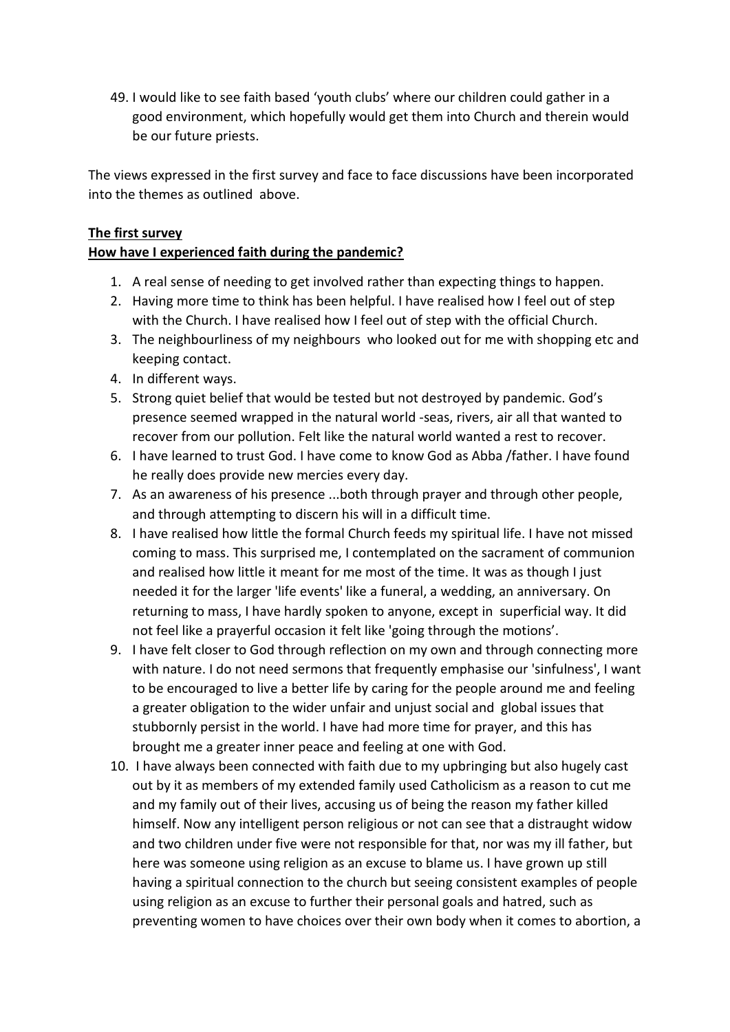49. I would like to see faith based 'youth clubs' where our children could gather in a good environment, which hopefully would get them into Church and therein would be our future priests.

The views expressed in the first survey and face to face discussions have been incorporated into the themes as outlined above.

**The first survey**
**How have I experienced faith during the pandemic?**

1. A real sense of needing to get involved rather than expecting things to happen.
2. Having more time to think has been helpful. I have realised how I feel out of step with the Church. I have realised how I feel out of step with the official Church.
3. The neighbourliness of my neighbours who looked out for me with shopping etc and keeping contact.
4. In different ways.
5. Strong quiet belief that would be tested but not destroyed by pandemic. God's presence seemed wrapped in the natural world -seas, rivers, air all that wanted to recover from our pollution. Felt like the natural world wanted a rest to recover.
6. I have learned to trust God. I have come to know God as Abba /father. I have found he really does provide new mercies every day.
7. As an awareness of his presence ...both through prayer and through other people, and through attempting to discern his will in a difficult time.
8. I have realised how little the formal Church feeds my spiritual life. I have not missed coming to mass. This surprised me, I contemplated on the sacrament of communion and realised how little it meant for me most of the time. It was as though I just needed it for the larger 'life events' like a funeral, a wedding, an anniversary. On returning to mass, I have hardly spoken to anyone, except in superficial way. It did not feel like a prayerful occasion it felt like 'going through the motions'.
9. I have felt closer to God through reflection on my own and through connecting more with nature. I do not need sermons that frequently emphasise our 'sinfulness', I want to be encouraged to live a better life by caring for the people around me and feeling a greater obligation to the wider unfair and unjust social and global issues that stubbornly persist in the world. I have had more time for prayer, and this has brought me a greater inner peace and feeling at one with God.
10. I have always been connected with faith due to my upbringing but also hugely cast out by it as members of my extended family used Catholicism as a reason to cut me and my family out of their lives, accusing us of being the reason my father killed himself. Now any intelligent person religious or not can see that a distraught widow and two children under five were not responsible for that, nor was my ill father, but here was someone using religion as an excuse to blame us. I have grown up still having a spiritual connection to the church but seeing consistent examples of people using religion as an excuse to further their personal goals and hatred, such as preventing women to have choices over their own body when it comes to abortion, a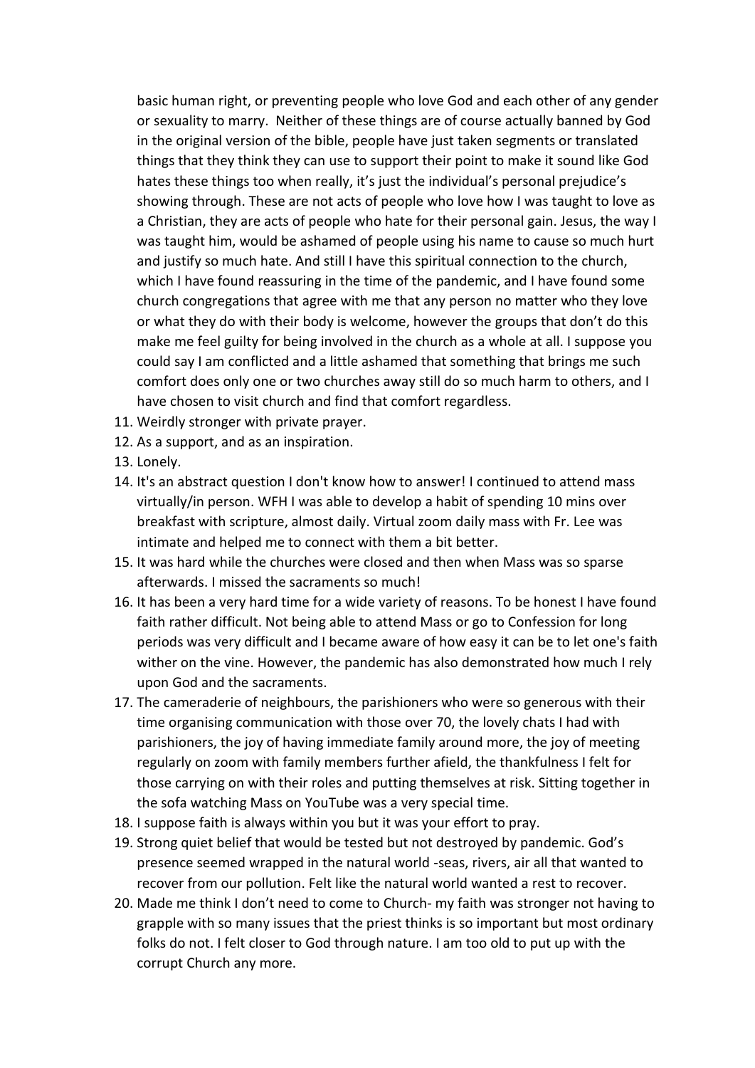basic human right, or preventing people who love God and each other of any gender or sexuality to marry. Neither of these things are of course actually banned by God in the original version of the bible, people have just taken segments or translated things that they think they can use to support their point to make it sound like God hates these things too when really, it's just the individual's personal prejudice's showing through. These are not acts of people who love how I was taught to love as a Christian, they are acts of people who hate for their personal gain. Jesus, the way I was taught him, would be ashamed of people using his name to cause so much hurt and justify so much hate. And still I have this spiritual connection to the church, which I have found reassuring in the time of the pandemic, and I have found some church congregations that agree with me that any person no matter who they love or what they do with their body is welcome, however the groups that don't do this make me feel guilty for being involved in the church as a whole at all. I suppose you could say I am conflicted and a little ashamed that something that brings me such comfort does only one or two churches away still do so much harm to others, and I have chosen to visit church and find that comfort regardless.

11. Weirdly stronger with private prayer.
12. As a support, and as an inspiration.
13. Lonely.
14. It's an abstract question I don't know how to answer! I continued to attend mass virtually/in person. WFH I was able to develop a habit of spending 10 mins over breakfast with scripture, almost daily. Virtual zoom daily mass with Fr. Lee was intimate and helped me to connect with them a bit better.
15. It was hard while the churches were closed and then when Mass was so sparse afterwards. I missed the sacraments so much!
16. It has been a very hard time for a wide variety of reasons. To be honest I have found faith rather difficult. Not being able to attend Mass or go to Confession for long periods was very difficult and I became aware of how easy it can be to let one's faith wither on the vine. However, the pandemic has also demonstrated how much I rely upon God and the sacraments.
17. The cameraderie of neighbours, the parishioners who were so generous with their time organising communication with those over 70, the lovely chats I had with parishioners, the joy of having immediate family around more, the joy of meeting regularly on zoom with family members further afield, the thankfulness I felt for those carrying on with their roles and putting themselves at risk. Sitting together in the sofa watching Mass on YouTube was a very special time.
18. I suppose faith is always within you but it was your effort to pray.
19. Strong quiet belief that would be tested but not destroyed by pandemic. God's presence seemed wrapped in the natural world -seas, rivers, air all that wanted to recover from our pollution. Felt like the natural world wanted a rest to recover.
20. Made me think I don't need to come to Church- my faith was stronger not having to grapple with so many issues that the priest thinks is so important but most ordinary folks do not. I felt closer to God through nature. I am too old to put up with the corrupt Church any more.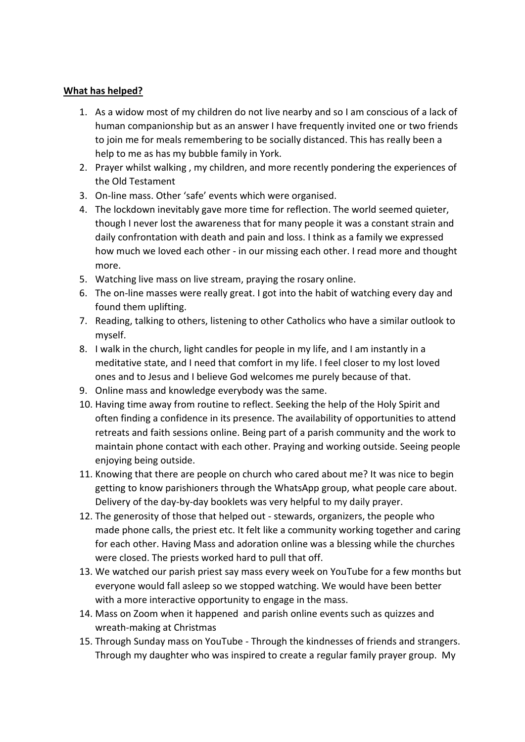**What has helped?**

1. As a widow most of my children do not live nearby and so I am conscious of a lack of human companionship but as an answer I have frequently invited one or two friends to join me for meals remembering to be socially distanced. This has really been a help to me as has my bubble family in York.
2. Prayer whilst walking , my children, and more recently pondering the experiences of the Old Testament
3. On-line mass. Other 'safe' events which were organised.
4. The lockdown inevitably gave more time for reflection. The world seemed quieter, though I never lost the awareness that for many people it was a constant strain and daily confrontation with death and pain and loss. I think as a family we expressed how much we loved each other - in our missing each other. I read more and thought more.
5. Watching live mass on live stream, praying the rosary online.
6. The on-line masses were really great. I got into the habit of watching every day and found them uplifting.
7. Reading, talking to others, listening to other Catholics who have a similar outlook to myself.
8. I walk in the church, light candles for people in my life, and I am instantly in a meditative state, and I need that comfort in my life. I feel closer to my lost loved ones and to Jesus and I believe God welcomes me purely because of that.
9. Online mass and knowledge everybody was the same.
10. Having time away from routine to reflect. Seeking the help of the Holy Spirit and often finding a confidence in its presence. The availability of opportunities to attend retreats and faith sessions online. Being part of a parish community and the work to maintain phone contact with each other. Praying and working outside. Seeing people enjoying being outside.
11. Knowing that there are people on church who cared about me? It was nice to begin getting to know parishioners through the WhatsApp group, what people care about. Delivery of the day-by-day booklets was very helpful to my daily prayer.
12. The generosity of those that helped out - stewards, organizers, the people who made phone calls, the priest etc. It felt like a community working together and caring for each other. Having Mass and adoration online was a blessing while the churches were closed. The priests worked hard to pull that off.
13. We watched our parish priest say mass every week on YouTube for a few months but everyone would fall asleep so we stopped watching. We would have been better with a more interactive opportunity to engage in the mass.
14. Mass on Zoom when it happened and parish online events such as quizzes and wreath-making at Christmas
15. Through Sunday mass on YouTube - Through the kindnesses of friends and strangers. Through my daughter who was inspired to create a regular family prayer group. My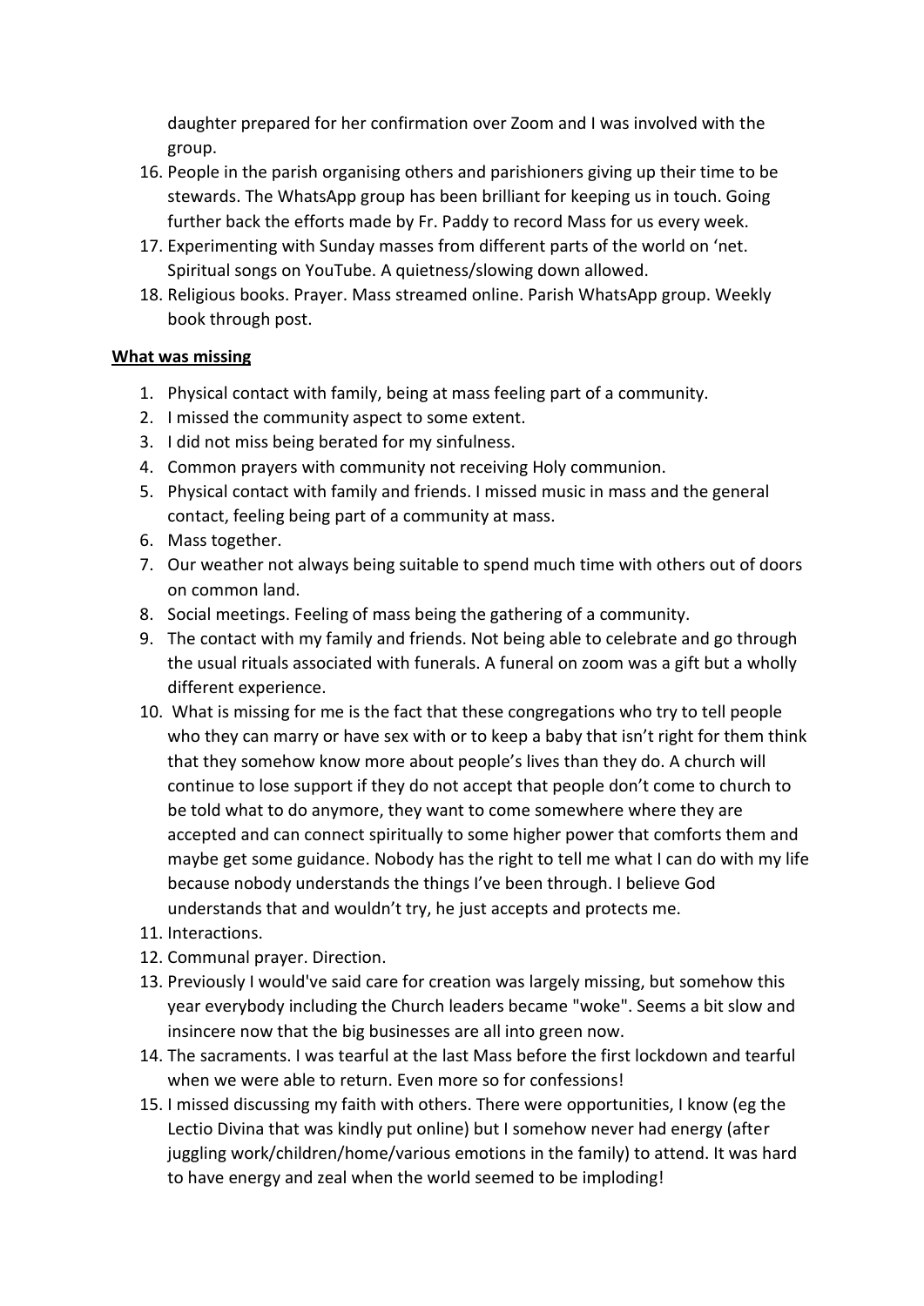daughter prepared for her confirmation over Zoom and I was involved with the group.

16. People in the parish organising others and parishioners giving up their time to be stewards. The WhatsApp group has been brilliant for keeping us in touch. Going further back the efforts made by Fr. Paddy to record Mass for us every week.
17. Experimenting with Sunday masses from different parts of the world on 'net. Spiritual songs on YouTube. A quietness/slowing down allowed.
18. Religious books. Prayer. Mass streamed online. Parish WhatsApp group. Weekly book through post.

**What was missing**

1. Physical contact with family, being at mass feeling part of a community.
2. I missed the community aspect to some extent.
3. I did not miss being berated for my sinfulness.
4. Common prayers with community not receiving Holy communion.
5. Physical contact with family and friends. I missed music in mass and the general contact, feeling being part of a community at mass.
6. Mass together.
7. Our weather not always being suitable to spend much time with others out of doors on common land.
8. Social meetings. Feeling of mass being the gathering of a community.
9. The contact with my family and friends. Not being able to celebrate and go through the usual rituals associated with funerals. A funeral on zoom was a gift but a wholly different experience.
10. What is missing for me is the fact that these congregations who try to tell people who they can marry or have sex with or to keep a baby that isn't right for them think that they somehow know more about people's lives than they do. A church will continue to lose support if they do not accept that people don't come to church to be told what to do anymore, they want to come somewhere where they are accepted and can connect spiritually to some higher power that comforts them and maybe get some guidance. Nobody has the right to tell me what I can do with my life because nobody understands the things I've been through. I believe God understands that and wouldn't try, he just accepts and protects me.
11. Interactions.
12. Communal prayer. Direction.
13. Previously I would've said care for creation was largely missing, but somehow this year everybody including the Church leaders became "woke". Seems a bit slow and insincere now that the big businesses are all into green now.
14. The sacraments. I was tearful at the last Mass before the first lockdown and tearful when we were able to return. Even more so for confessions!
15. I missed discussing my faith with others. There were opportunities, I know (eg the Lectio Divina that was kindly put online) but I somehow never had energy (after juggling work/children/home/various emotions in the family) to attend. It was hard to have energy and zeal when the world seemed to be imploding!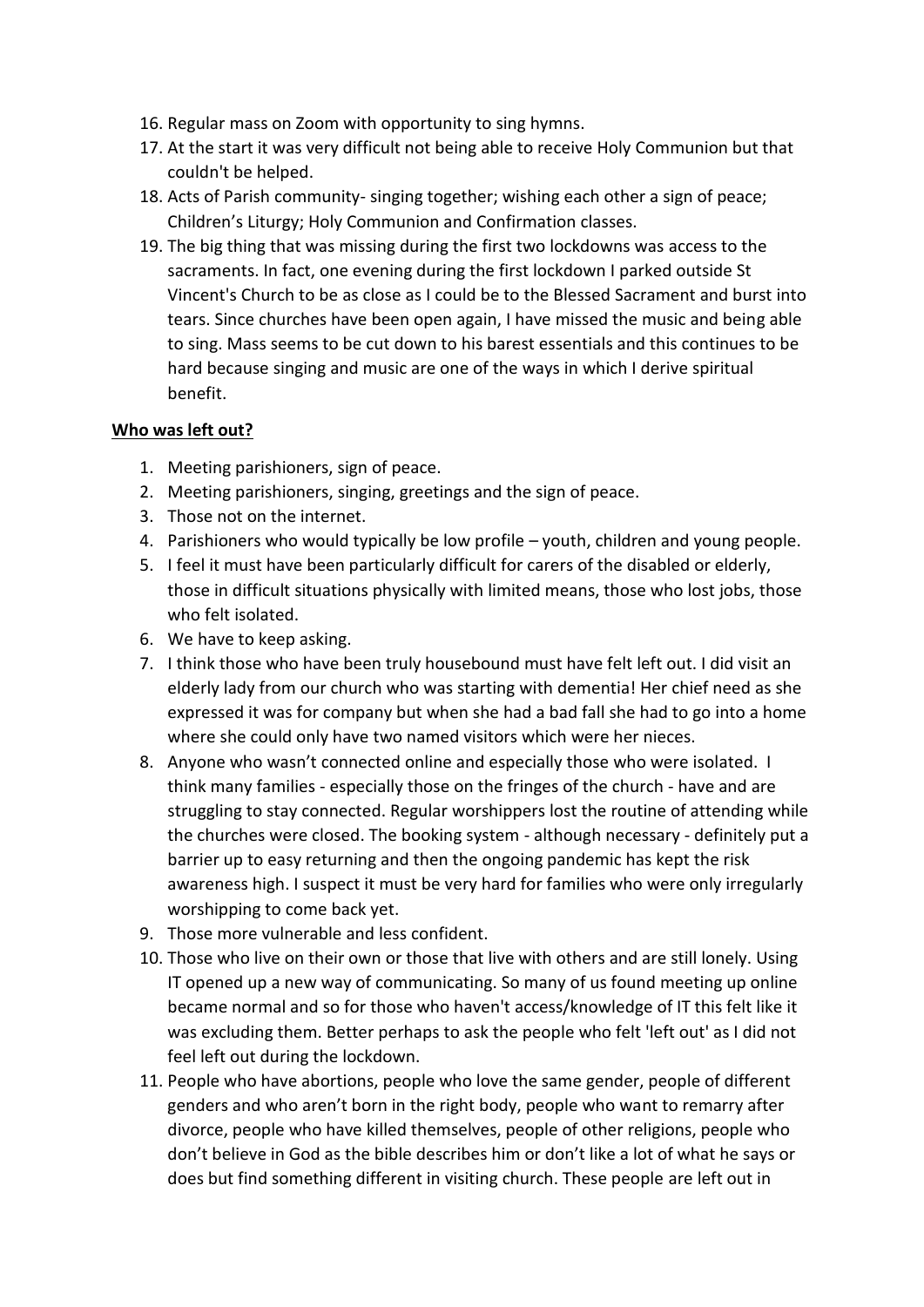16. Regular mass on Zoom with opportunity to sing hymns.
17. At the start it was very difficult not being able to receive Holy Communion but that couldn't be helped.
18. Acts of Parish community- singing together; wishing each other a sign of peace; Children's Liturgy; Holy Communion and Confirmation classes.
19. The big thing that was missing during the first two lockdowns was access to the sacraments. In fact, one evening during the first lockdown I parked outside St Vincent's Church to be as close as I could be to the Blessed Sacrament and burst into tears. Since churches have been open again, I have missed the music and being able to sing. Mass seems to be cut down to his barest essentials and this continues to be hard because singing and music are one of the ways in which I derive spiritual benefit.

**Who was left out?**

1. Meeting parishioners, sign of peace.
2. Meeting parishioners, singing, greetings and the sign of peace.
3. Those not on the internet.
4. Parishioners who would typically be low profile – youth, children and young people.
5. I feel it must have been particularly difficult for carers of the disabled or elderly, those in difficult situations physically with limited means, those who lost jobs, those who felt isolated.
6. We have to keep asking.
7. I think those who have been truly housebound must have felt left out. I did visit an elderly lady from our church who was starting with dementia! Her chief need as she expressed it was for company but when she had a bad fall she had to go into a home where she could only have two named visitors which were her nieces.
8. Anyone who wasn't connected online and especially those who were isolated. I think many families - especially those on the fringes of the church - have and are struggling to stay connected. Regular worshippers lost the routine of attending while the churches were closed. The booking system - although necessary - definitely put a barrier up to easy returning and then the ongoing pandemic has kept the risk awareness high. I suspect it must be very hard for families who were only irregularly worshipping to come back yet.
9. Those more vulnerable and less confident.
10. Those who live on their own or those that live with others and are still lonely. Using IT opened up a new way of communicating. So many of us found meeting up online became normal and so for those who haven't access/knowledge of IT this felt like it was excluding them. Better perhaps to ask the people who felt 'left out' as I did not feel left out during the lockdown.
11. People who have abortions, people who love the same gender, people of different genders and who aren't born in the right body, people who want to remarry after divorce, people who have killed themselves, people of other religions, people who don't believe in God as the bible describes him or don't like a lot of what he says or does but find something different in visiting church. These people are left out in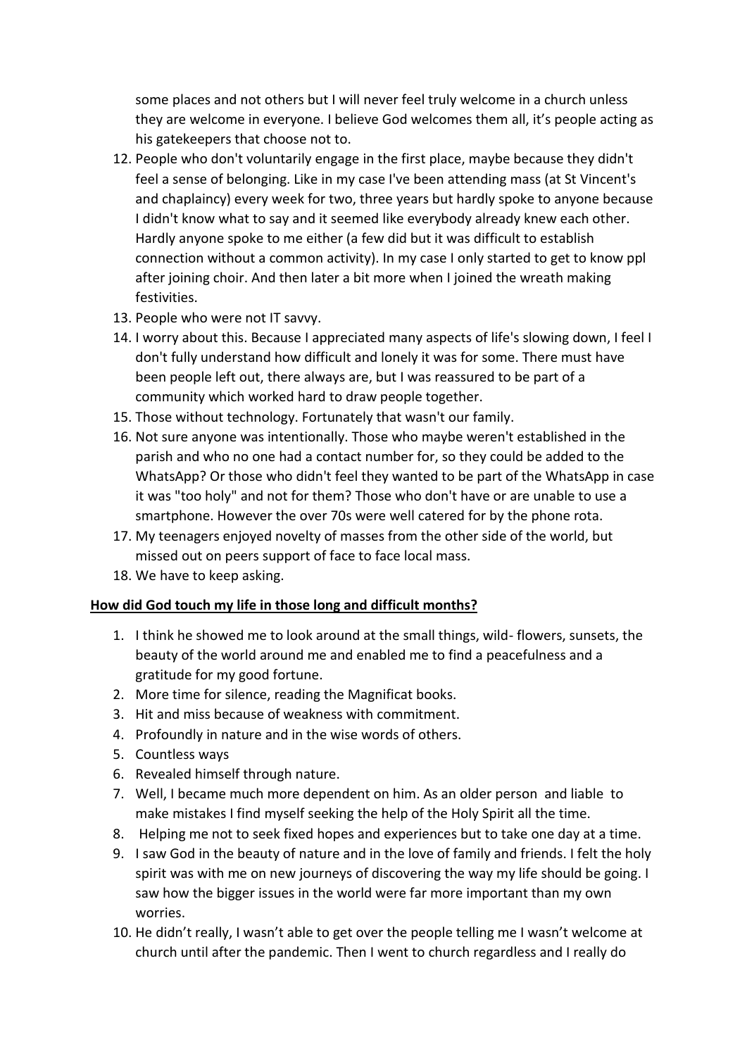some places and not others but I will never feel truly welcome in a church unless they are welcome in everyone. I believe God welcomes them all, it's people acting as his gatekeepers that choose not to.

12. People who don't voluntarily engage in the first place, maybe because they didn't feel a sense of belonging. Like in my case I've been attending mass (at St Vincent's and chaplaincy) every week for two, three years but hardly spoke to anyone because I didn't know what to say and it seemed like everybody already knew each other. Hardly anyone spoke to me either (a few did but it was difficult to establish connection without a common activity). In my case I only started to get to know ppl after joining choir. And then later a bit more when I joined the wreath making festivities.
13. People who were not IT savvy.
14. I worry about this. Because I appreciated many aspects of life's slowing down, I feel I don't fully understand how difficult and lonely it was for some. There must have been people left out, there always are, but I was reassured to be part of a community which worked hard to draw people together.
15. Those without technology. Fortunately that wasn't our family.
16. Not sure anyone was intentionally. Those who maybe weren't established in the parish and who no one had a contact number for, so they could be added to the WhatsApp? Or those who didn't feel they wanted to be part of the WhatsApp in case it was "too holy" and not for them? Those who don't have or are unable to use a smartphone. However the over 70s were well catered for by the phone rota.
17. My teenagers enjoyed novelty of masses from the other side of the world, but missed out on peers support of face to face local mass.
18. We have to keep asking.

**<u>How did God touch my life in those long and difficult months?</u>**

1. I think he showed me to look around at the small things, wild- flowers, sunsets, the beauty of the world around me and enabled me to find a peacefulness and a gratitude for my good fortune.
2. More time for silence, reading the Magnificat books.
3. Hit and miss because of weakness with commitment.
4. Profoundly in nature and in the wise words of others.
5. Countless ways
6. Revealed himself through nature.
7. Well, I became much more dependent on him. As an older person and liable to make mistakes I find myself seeking the help of the Holy Spirit all the time.
8. Helping me not to seek fixed hopes and experiences but to take one day at a time.
9. I saw God in the beauty of nature and in the love of family and friends. I felt the holy spirit was with me on new journeys of discovering the way my life should be going. I saw how the bigger issues in the world were far more important than my own worries.
10. He didn't really, I wasn't able to get over the people telling me I wasn't welcome at church until after the pandemic. Then I went to church regardless and I really do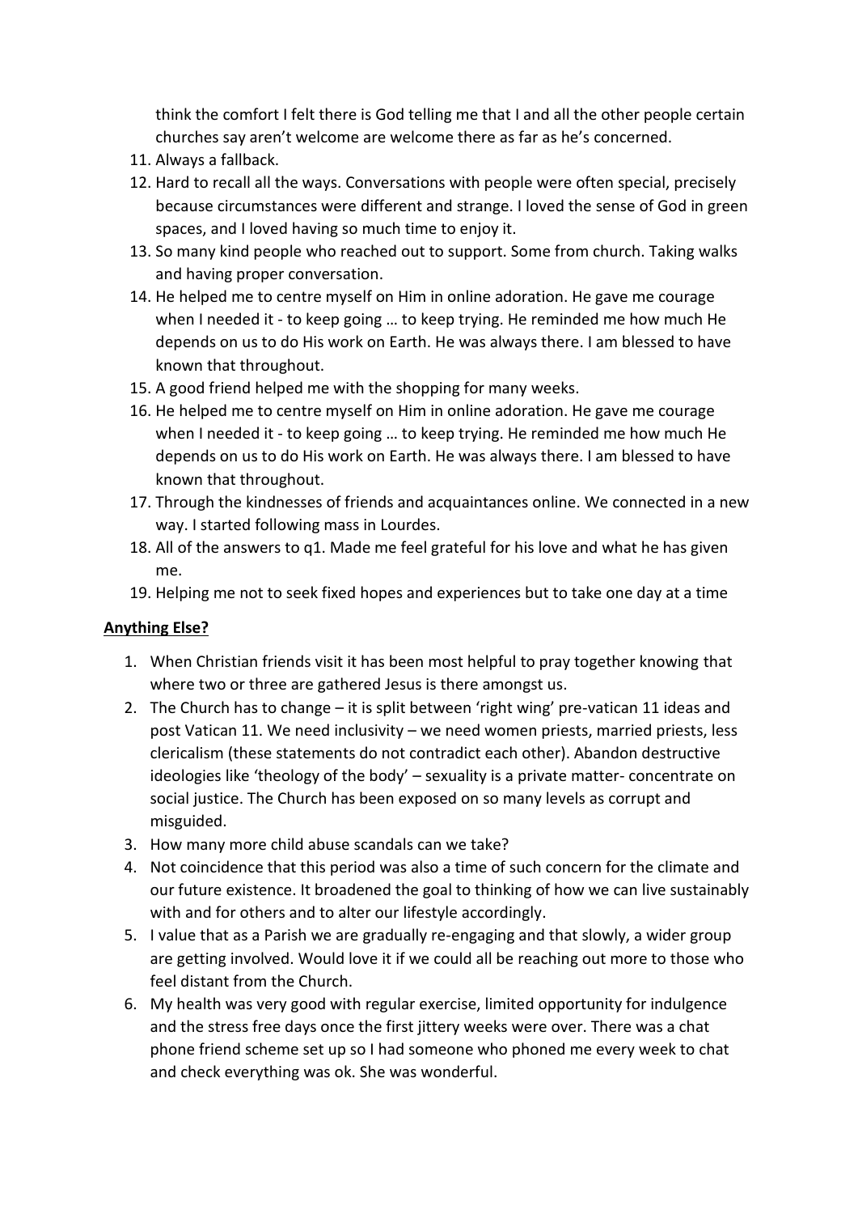think the comfort I felt there is God telling me that I and all the other people certain churches say aren't welcome are welcome there as far as he's concerned.

11. Always a fallback.
12. Hard to recall all the ways. Conversations with people were often special, precisely because circumstances were different and strange. I loved the sense of God in green spaces, and I loved having so much time to enjoy it.
13. So many kind people who reached out to support. Some from church. Taking walks and having proper conversation.
14. He helped me to centre myself on Him in online adoration. He gave me courage when I needed it - to keep going … to keep trying. He reminded me how much He depends on us to do His work on Earth. He was always there. I am blessed to have known that throughout.
15. A good friend helped me with the shopping for many weeks.
16. He helped me to centre myself on Him in online adoration. He gave me courage when I needed it - to keep going … to keep trying. He reminded me how much He depends on us to do His work on Earth. He was always there. I am blessed to have known that throughout.
17. Through the kindnesses of friends and acquaintances online. We connected in a new way. I started following mass in Lourdes.
18. All of the answers to q1. Made me feel grateful for his love and what he has given me.
19. Helping me not to seek fixed hopes and experiences but to take one day at a time

**Anything Else?**

1. When Christian friends visit it has been most helpful to pray together knowing that where two or three are gathered Jesus is there amongst us.
2. The Church has to change – it is split between 'right wing' pre-vatican 11 ideas and post Vatican 11. We need inclusivity – we need women priests, married priests, less clericalism (these statements do not contradict each other). Abandon destructive ideologies like 'theology of the body' – sexuality is a private matter- concentrate on social justice. The Church has been exposed on so many levels as corrupt and misguided.
3. How many more child abuse scandals can we take?
4. Not coincidence that this period was also a time of such concern for the climate and our future existence. It broadened the goal to thinking of how we can live sustainably with and for others and to alter our lifestyle accordingly.
5. I value that as a Parish we are gradually re-engaging and that slowly, a wider group are getting involved. Would love it if we could all be reaching out more to those who feel distant from the Church.
6. My health was very good with regular exercise, limited opportunity for indulgence and the stress free days once the first jittery weeks were over. There was a chat phone friend scheme set up so I had someone who phoned me every week to chat and check everything was ok. She was wonderful.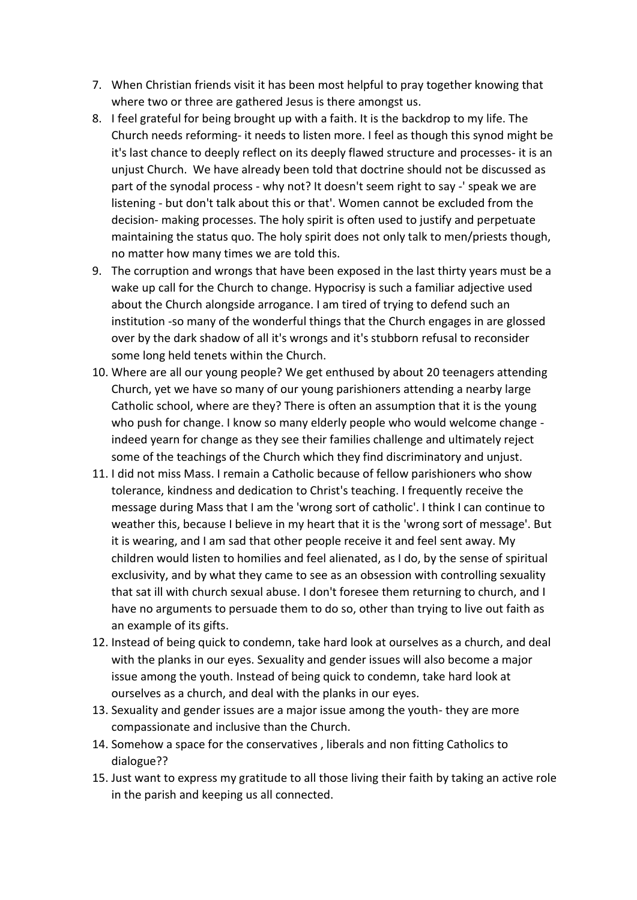7. When Christian friends visit it has been most helpful to pray together knowing that where two or three are gathered Jesus is there amongst us.
8. I feel grateful for being brought up with a faith. It is the backdrop to my life. The Church needs reforming- it needs to listen more. I feel as though this synod might be it's last chance to deeply reflect on its deeply flawed structure and processes- it is an unjust Church. We have already been told that doctrine should not be discussed as part of the synodal process - why not? It doesn't seem right to say -' speak we are listening - but don't talk about this or that'. Women cannot be excluded from the decision- making processes. The holy spirit is often used to justify and perpetuate maintaining the status quo. The holy spirit does not only talk to men/priests though, no matter how many times we are told this.
9. The corruption and wrongs that have been exposed in the last thirty years must be a wake up call for the Church to change. Hypocrisy is such a familiar adjective used about the Church alongside arrogance. I am tired of trying to defend such an institution -so many of the wonderful things that the Church engages in are glossed over by the dark shadow of all it's wrongs and it's stubborn refusal to reconsider some long held tenets within the Church.
10. Where are all our young people? We get enthused by about 20 teenagers attending Church, yet we have so many of our young parishioners attending a nearby large Catholic school, where are they? There is often an assumption that it is the young who push for change. I know so many elderly people who would welcome change - indeed yearn for change as they see their families challenge and ultimately reject some of the teachings of the Church which they find discriminatory and unjust.
11. I did not miss Mass. I remain a Catholic because of fellow parishioners who show tolerance, kindness and dedication to Christ's teaching. I frequently receive the message during Mass that I am the 'wrong sort of catholic'. I think I can continue to weather this, because I believe in my heart that it is the 'wrong sort of message'. But it is wearing, and I am sad that other people receive it and feel sent away. My children would listen to homilies and feel alienated, as I do, by the sense of spiritual exclusivity, and by what they came to see as an obsession with controlling sexuality that sat ill with church sexual abuse. I don't foresee them returning to church, and I have no arguments to persuade them to do so, other than trying to live out faith as an example of its gifts.
12. Instead of being quick to condemn, take hard look at ourselves as a church, and deal with the planks in our eyes. Sexuality and gender issues will also become a major issue among the youth. Instead of being quick to condemn, take hard look at ourselves as a church, and deal with the planks in our eyes.
13. Sexuality and gender issues are a major issue among the youth- they are more compassionate and inclusive than the Church.
14. Somehow a space for the conservatives , liberals and non fitting Catholics to dialogue??
15. Just want to express my gratitude to all those living their faith by taking an active role in the parish and keeping us all connected.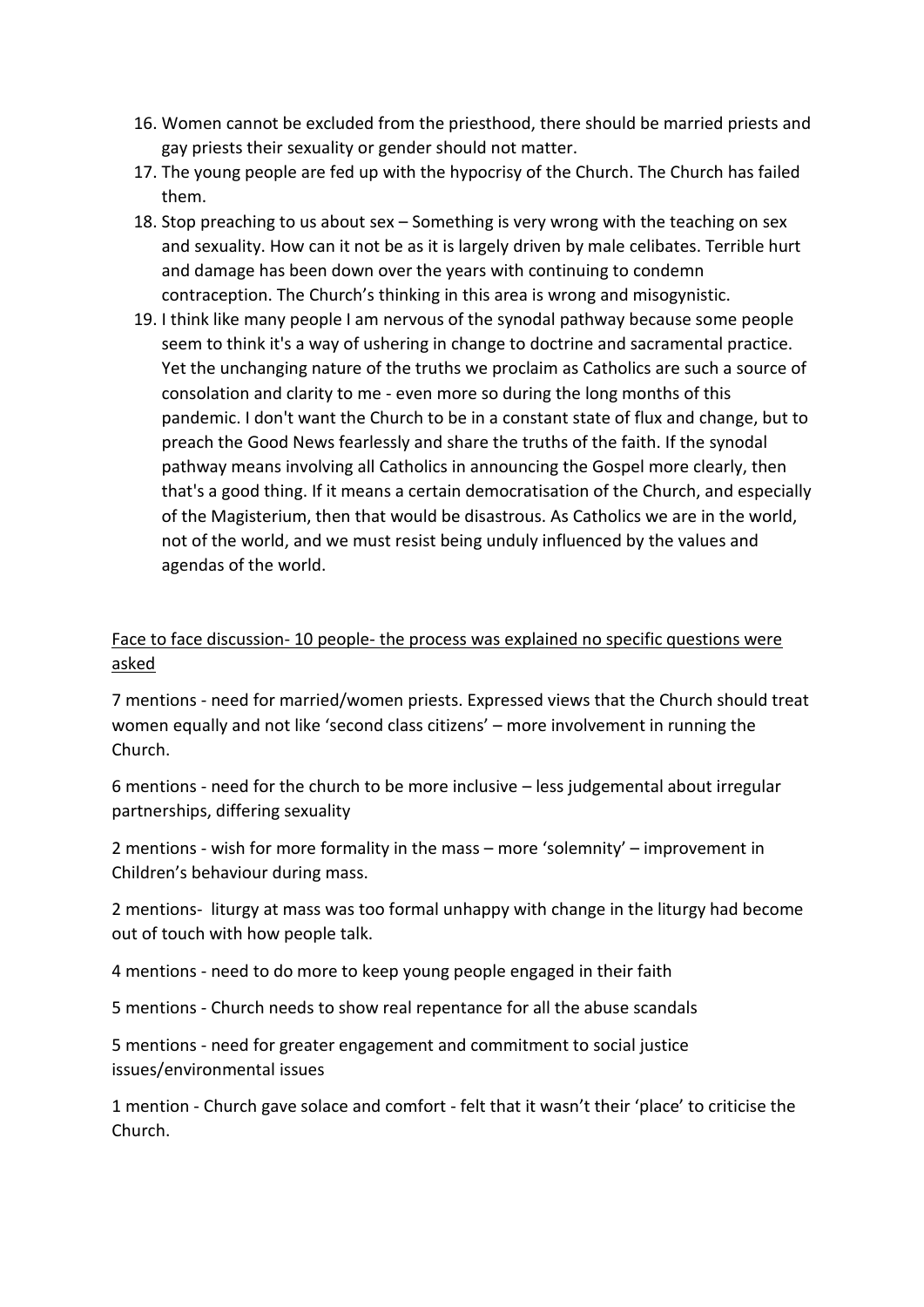16. Women cannot be excluded from the priesthood, there should be married priests and gay priests their sexuality or gender should not matter.
17. The young people are fed up with the hypocrisy of the Church. The Church has failed them.
18. Stop preaching to us about sex – Something is very wrong with the teaching on sex and sexuality. How can it not be as it is largely driven by male celibates. Terrible hurt and damage has been down over the years with continuing to condemn contraception. The Church's thinking in this area is wrong and misogynistic.
19. I think like many people I am nervous of the synodal pathway because some people seem to think it's a way of ushering in change to doctrine and sacramental practice. Yet the unchanging nature of the truths we proclaim as Catholics are such a source of consolation and clarity to me - even more so during the long months of this pandemic. I don't want the Church to be in a constant state of flux and change, but to preach the Good News fearlessly and share the truths of the faith. If the synodal pathway means involving all Catholics in announcing the Gospel more clearly, then that's a good thing. If it means a certain democratisation of the Church, and especially of the Magisterium, then that would be disastrous. As Catholics we are in the world, not of the world, and we must resist being unduly influenced by the values and agendas of the world.

<u>Face to face discussion- 10 people- the process was explained no specific questions were asked</u>

7 mentions - need for married/women priests. Expressed views that the Church should treat women equally and not like 'second class citizens' – more involvement in running the Church.

6 mentions - need for the church to be more inclusive – less judgemental about irregular partnerships, differing sexuality

2 mentions - wish for more formality in the mass – more 'solemnity' – improvement in Children's behaviour during mass.

2 mentions- liturgy at mass was too formal unhappy with change in the liturgy had become out of touch with how people talk.

4 mentions - need to do more to keep young people engaged in their faith

5 mentions - Church needs to show real repentance for all the abuse scandals

5 mentions - need for greater engagement and commitment to social justice issues/environmental issues

1 mention - Church gave solace and comfort - felt that it wasn't their 'place' to criticise the Church.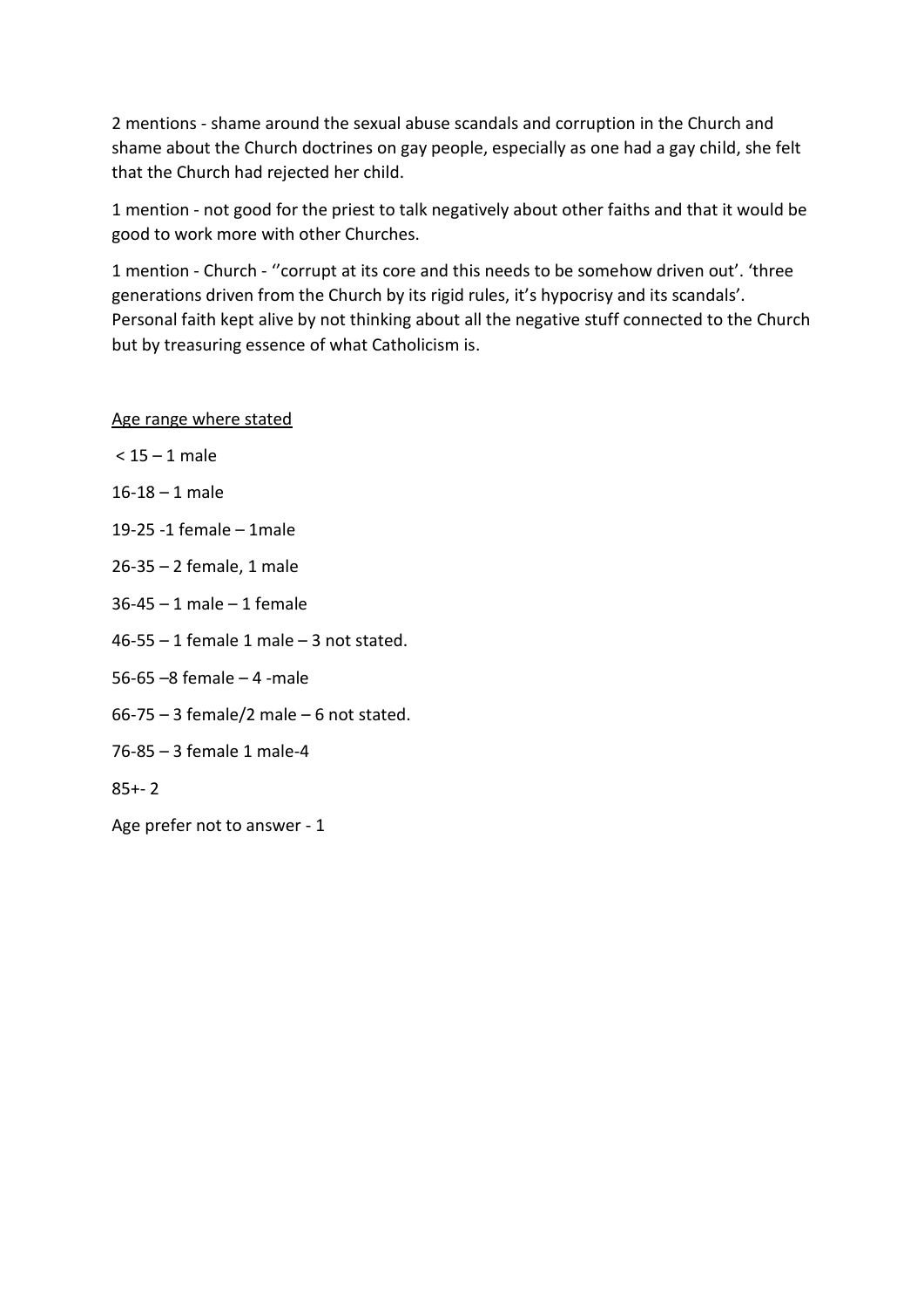2 mentions - shame around the sexual abuse scandals and corruption in the Church and shame about the Church doctrines on gay people, especially as one had a gay child, she felt that the Church had rejected her child.

1 mention - not good for the priest to talk negatively about other faiths and that it would be good to work more with other Churches.

1 mention - Church - ''corrupt at its core and this needs to be somehow driven out'. 'three generations driven from the Church by its rigid rules, it's hypocrisy and its scandals'. Personal faith kept alive by not thinking about all the negative stuff connected to the Church but by treasuring essence of what Catholicism is.

<u>Age range where stated</u>

< 15 – 1 male

16-18 – 1 male

19-25 -1 female – 1male

26-35 – 2 female, 1 male

36-45 – 1 male – 1 female

46-55 – 1 female 1 male – 3 not stated.

56-65 –8 female – 4 -male

66-75 – 3 female/2 male – 6 not stated.

76-85 – 3 female 1 male-4

85+- 2

Age prefer not to answer - 1